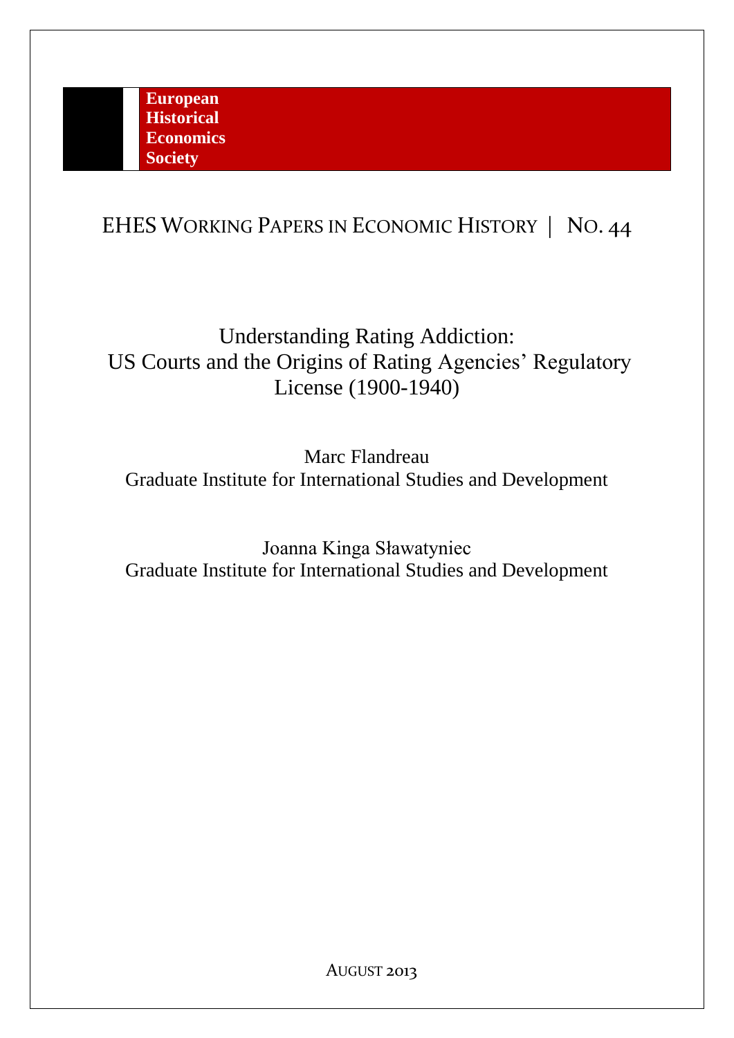**European Historical Economics Society**

EHES WORKING PAPERS IN ECONOMIC HISTORY | NO. 44

# Understanding Rating Addiction: US Courts and the Origins of Rating Agencies' Regulatory License (1900-1940)

Marc Flandreau
Graduate Institute for International Studies and Development

Joanna Kinga Sławatyniec
Graduate Institute for International Studies and Development

AUGUST 2013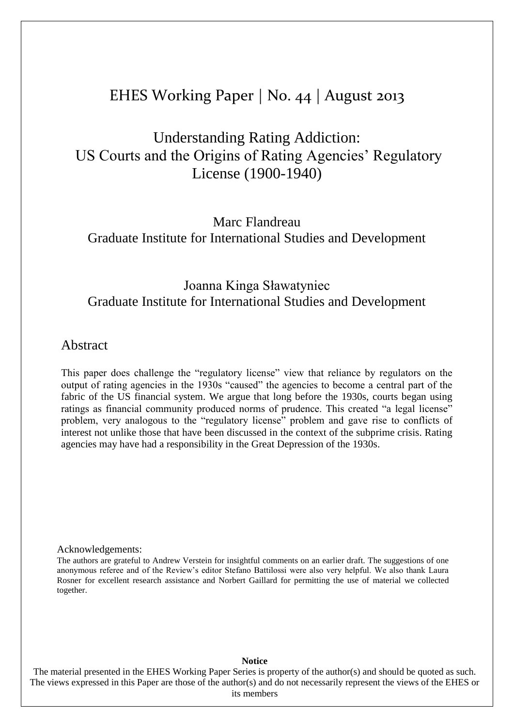# EHES Working Paper | No. 44 | August 2013

## Understanding Rating Addiction: US Courts and the Origins of Rating Agencies' Regulatory License (1900-1940)

Marc Flandreau
Graduate Institute for International Studies and Development

Joanna Kinga Sławatyniec
Graduate Institute for International Studies and Development

## Abstract

This paper does challenge the "regulatory license" view that reliance by regulators on the output of rating agencies in the 1930s "caused" the agencies to become a central part of the fabric of the US financial system. We argue that long before the 1930s, courts began using ratings as financial community produced norms of prudence. This created "a legal license" problem, very analogous to the "regulatory license" problem and gave rise to conflicts of interest not unlike those that have been discussed in the context of the subprime crisis. Rating agencies may have had a responsibility in the Great Depression of the 1930s.

Acknowledgements:
The authors are grateful to Andrew Verstein for insightful comments on an earlier draft. The suggestions of one anonymous referee and of the Review's editor Stefano Battilossi were also very helpful. We also thank Laura Rosner for excellent research assistance and Norbert Gaillard for permitting the use of material we collected together.

**Notice**
The material presented in the EHES Working Paper Series is property of the author(s) and should be quoted as such. The views expressed in this Paper are those of the author(s) and do not necessarily represent the views of the EHES or its members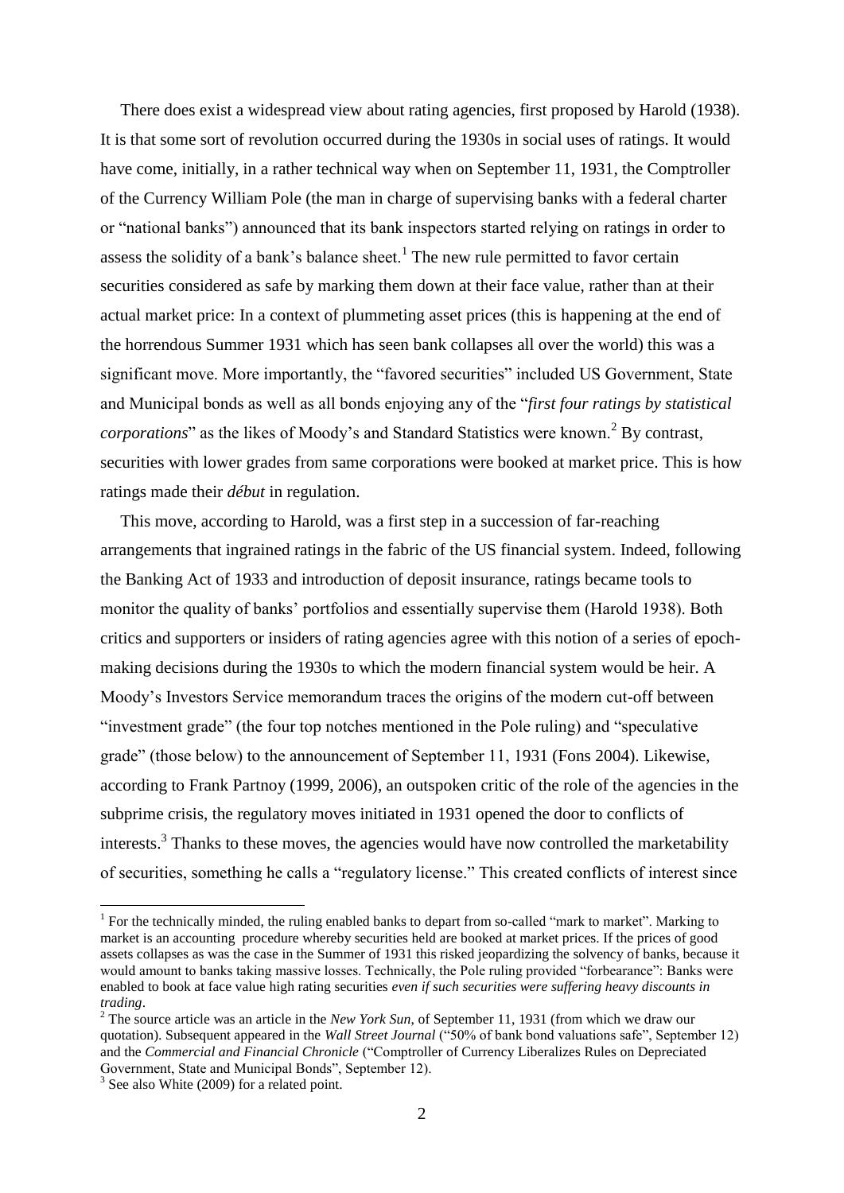There does exist a widespread view about rating agencies, first proposed by Harold (1938). It is that some sort of revolution occurred during the 1930s in social uses of ratings. It would have come, initially, in a rather technical way when on September 11, 1931, the Comptroller of the Currency William Pole (the man in charge of supervising banks with a federal charter or "national banks") announced that its bank inspectors started relying on ratings in order to assess the solidity of a bank's balance sheet.[1] The new rule permitted to favor certain securities considered as safe by marking them down at their face value, rather than at their actual market price: In a context of plummeting asset prices (this is happening at the end of the horrendous Summer 1931 which has seen bank collapses all over the world) this was a significant move. More importantly, the "favored securities" included US Government, State and Municipal bonds as well as all bonds enjoying any of the "*first four ratings by statistical corporations*" as the likes of Moody's and Standard Statistics were known.[2] By contrast, securities with lower grades from same corporations were booked at market price. This is how ratings made their *début* in regulation.

This move, according to Harold, was a first step in a succession of far-reaching arrangements that ingrained ratings in the fabric of the US financial system. Indeed, following the Banking Act of 1933 and introduction of deposit insurance, ratings became tools to monitor the quality of banks' portfolios and essentially supervise them (Harold 1938). Both critics and supporters or insiders of rating agencies agree with this notion of a series of epoch-making decisions during the 1930s to which the modern financial system would be heir. A Moody's Investors Service memorandum traces the origins of the modern cut-off between "investment grade" (the four top notches mentioned in the Pole ruling) and "speculative grade" (those below) to the announcement of September 11, 1931 (Fons 2004). Likewise, according to Frank Partnoy (1999, 2006), an outspoken critic of the role of the agencies in the subprime crisis, the regulatory moves initiated in 1931 opened the door to conflicts of interests.[3] Thanks to these moves, the agencies would have now controlled the marketability of securities, something he calls a "regulatory license." This created conflicts of interest since

---

[1] For the technically minded, the ruling enabled banks to depart from so-called "mark to market". Marking to market is an accounting procedure whereby securities held are booked at market prices. If the prices of good assets collapses as was the case in the Summer of 1931 this risked jeopardizing the solvency of banks, because it would amount to banks taking massive losses. Technically, the Pole ruling provided "forbearance": Banks were enabled to book at face value high rating securities *even if such securities were suffering heavy discounts in trading*.

[2] The source article was an article in the *New York Sun*, of September 11, 1931 (from which we draw our quotation). Subsequent appeared in the *Wall Street Journal* ("50% of bank bond valuations safe", September 12) and the *Commercial and Financial Chronicle* ("Comptroller of Currency Liberalizes Rules on Depreciated Government, State and Municipal Bonds", September 12).

[3] See also White (2009) for a related point.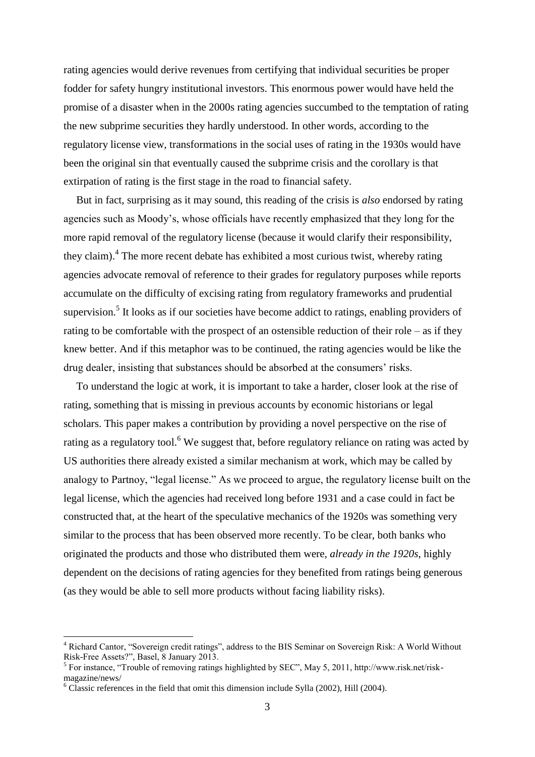rating agencies would derive revenues from certifying that individual securities be proper fodder for safety hungry institutional investors. This enormous power would have held the promise of a disaster when in the 2000s rating agencies succumbed to the temptation of rating the new subprime securities they hardly understood. In other words, according to the regulatory license view, transformations in the social uses of rating in the 1930s would have been the original sin that eventually caused the subprime crisis and the corollary is that extirpation of rating is the first stage in the road to financial safety.

But in fact, surprising as it may sound, this reading of the crisis is *also* endorsed by rating agencies such as Moody's, whose officials have recently emphasized that they long for the more rapid removal of the regulatory license (because it would clarify their responsibility, they claim).[4] The more recent debate has exhibited a most curious twist, whereby rating agencies advocate removal of reference to their grades for regulatory purposes while reports accumulate on the difficulty of excising rating from regulatory frameworks and prudential supervision.[5] It looks as if our societies have become addict to ratings, enabling providers of rating to be comfortable with the prospect of an ostensible reduction of their role – as if they knew better. And if this metaphor was to be continued, the rating agencies would be like the drug dealer, insisting that substances should be absorbed at the consumers' risks.

To understand the logic at work, it is important to take a harder, closer look at the rise of rating, something that is missing in previous accounts by economic historians or legal scholars. This paper makes a contribution by providing a novel perspective on the rise of rating as a regulatory tool.[6] We suggest that, before regulatory reliance on rating was acted by US authorities there already existed a similar mechanism at work, which may be called by analogy to Partnoy, "legal license." As we proceed to argue, the regulatory license built on the legal license, which the agencies had received long before 1931 and a case could in fact be constructed that, at the heart of the speculative mechanics of the 1920s was something very similar to the process that has been observed more recently. To be clear, both banks who originated the products and those who distributed them were, *already in the 1920s*, highly dependent on the decisions of rating agencies for they benefited from ratings being generous (as they would be able to sell more products without facing liability risks).

[4] Richard Cantor, "Sovereign credit ratings", address to the BIS Seminar on Sovereign Risk: A World Without Risk-Free Assets?", Basel, 8 January 2013.

[5] For instance, "Trouble of removing ratings highlighted by SEC", May 5, 2011, http://www.risk.net/risk-magazine/news/

[6] Classic references in the field that omit this dimension include Sylla (2002), Hill (2004).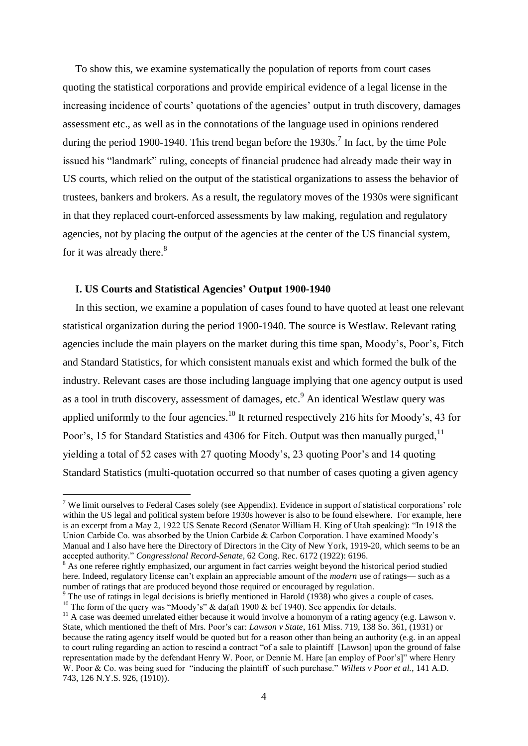To show this, we examine systematically the population of reports from court cases quoting the statistical corporations and provide empirical evidence of a legal license in the increasing incidence of courts' quotations of the agencies' output in truth discovery, damages assessment etc., as well as in the connotations of the language used in opinions rendered during the period 1900-1940. This trend began before the 1930s.[7] In fact, by the time Pole issued his "landmark" ruling, concepts of financial prudence had already made their way in US courts, which relied on the output of the statistical organizations to assess the behavior of trustees, bankers and brokers. As a result, the regulatory moves of the 1930s were significant in that they replaced court-enforced assessments by law making, regulation and regulatory agencies, not by placing the output of the agencies at the center of the US financial system, for it was already there.[8]

### I. US Courts and Statistical Agencies' Output 1900-1940

In this section, we examine a population of cases found to have quoted at least one relevant statistical organization during the period 1900-1940. The source is Westlaw. Relevant rating agencies include the main players on the market during this time span, Moody's, Poor's, Fitch and Standard Statistics, for which consistent manuals exist and which formed the bulk of the industry. Relevant cases are those including language implying that one agency output is used as a tool in truth discovery, assessment of damages, etc.[9] An identical Westlaw query was applied uniformly to the four agencies.[10] It returned respectively 216 hits for Moody's, 43 for Poor's, 15 for Standard Statistics and 4306 for Fitch. Output was then manually purged,[11] yielding a total of 52 cases with 27 quoting Moody's, 23 quoting Poor's and 14 quoting Standard Statistics (multi-quotation occurred so that number of cases quoting a given agency

---

[7] We limit ourselves to Federal Cases solely (see Appendix). Evidence in support of statistical corporations' role within the US legal and political system before 1930s however is also to be found elsewhere. For example, here is an excerpt from a May 2, 1922 US Senate Record (Senator William H. King of Utah speaking): "In 1918 the Union Carbide Co. was absorbed by the Union Carbide & Carbon Corporation. I have examined Moody's Manual and I also have here the Directory of Directors in the City of New York, 1919-20, which seems to be an accepted authority." *Congressional Record-Senate*, 62 Cong. Rec. 6172 (1922): 6196.

[8] As one referee rightly emphasized, our argument in fact carries weight beyond the historical period studied here. Indeed, regulatory license can't explain an appreciable amount of the *modern* use of ratings— such as a number of ratings that are produced beyond those required or encouraged by regulation.

[9] The use of ratings in legal decisions is briefly mentioned in Harold (1938) who gives a couple of cases.

[10] The form of the query was "Moody's" & da(aft 1900 & bef 1940). See appendix for details.

[11] A case was deemed unrelated either because it would involve a homonym of a rating agency (e.g. Lawson v. State, which mentioned the theft of Mrs. Poor's car: *Lawson v State*, 161 Miss. 719, 138 So. 361, (1931) or because the rating agency itself would be quoted but for a reason other than being an authority (e.g. in an appeal to court ruling regarding an action to rescind a contract "of a sale to plaintiff [Lawson] upon the ground of false representation made by the defendant Henry W. Poor, or Dennie M. Hare [an employ of Poor's]" where Henry W. Poor & Co. was being sued for "inducing the plaintiff of such purchase." *Willets v Poor et al.*, 141 A.D. 743, 126 N.Y.S. 926, (1910)).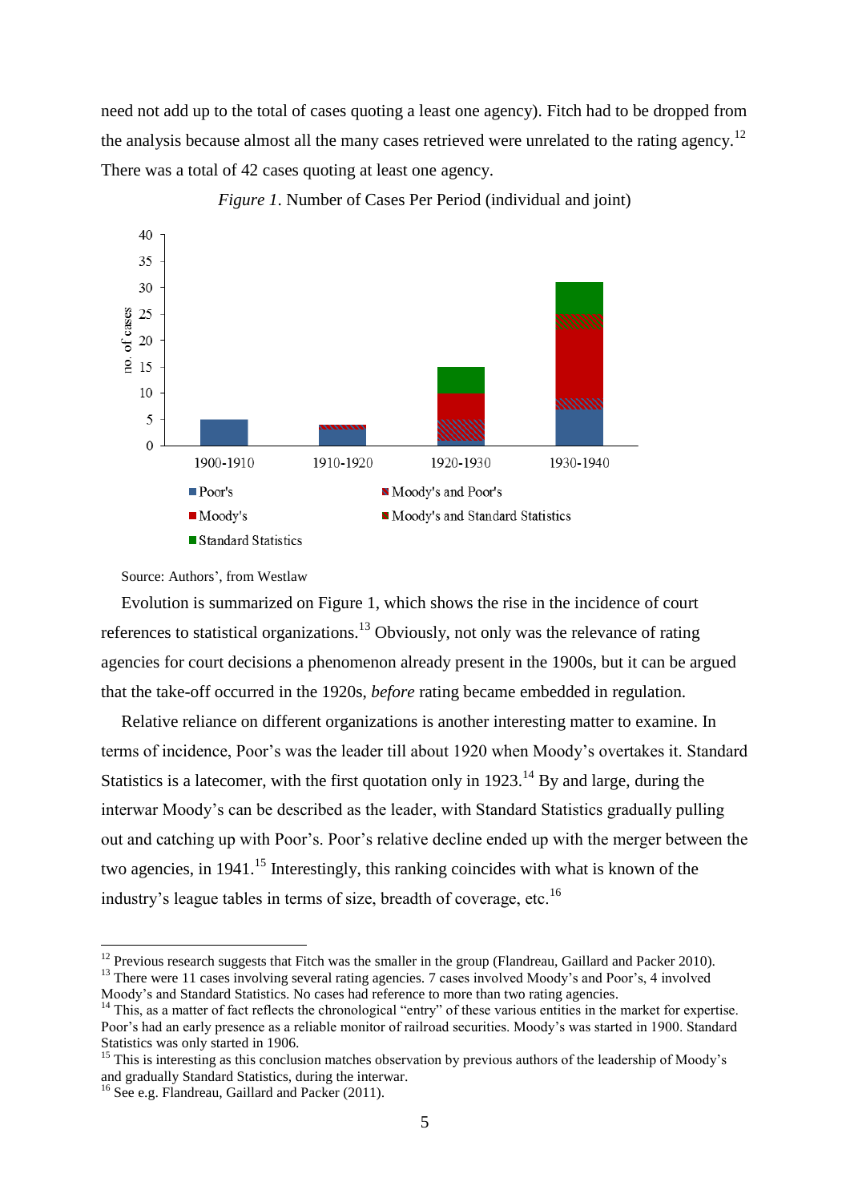need not add up to the total of cases quoting a least one agency). Fitch had to be dropped from the analysis because almost all the many cases retrieved were unrelated to the rating agency.[12] There was a total of 42 cases quoting at least one agency.

*Figure 1*. Number of Cases Per Period (individual and joint)

Source: Authors', from Westlaw

Evolution is summarized on Figure 1, which shows the rise in the incidence of court references to statistical organizations.[13] Obviously, not only was the relevance of rating agencies for court decisions a phenomenon already present in the 1900s, but it can be argued that the take-off occurred in the 1920s, *before* rating became embedded in regulation.

Relative reliance on different organizations is another interesting matter to examine. In terms of incidence, Poor's was the leader till about 1920 when Moody's overtakes it. Standard Statistics is a latecomer, with the first quotation only in 1923.[14] By and large, during the interwar Moody's can be described as the leader, with Standard Statistics gradually pulling out and catching up with Poor's. Poor's relative decline ended up with the merger between the two agencies, in 1941.[15] Interestingly, this ranking coincides with what is known of the industry's league tables in terms of size, breadth of coverage, etc.[16]

---

[12] Previous research suggests that Fitch was the smaller in the group (Flandreau, Gaillard and Packer 2010).

[13] There were 11 cases involving several rating agencies. 7 cases involved Moody's and Poor's, 4 involved Moody's and Standard Statistics. No cases had reference to more than two rating agencies.

[14] This, as a matter of fact reflects the chronological "entry" of these various entities in the market for expertise. Poor's had an early presence as a reliable monitor of railroad securities. Moody's was started in 1900. Standard Statistics was only started in 1906.

[15] This is interesting as this conclusion matches observation by previous authors of the leadership of Moody's and gradually Standard Statistics, during the interwar.

[16] See e.g. Flandreau, Gaillard and Packer (2011).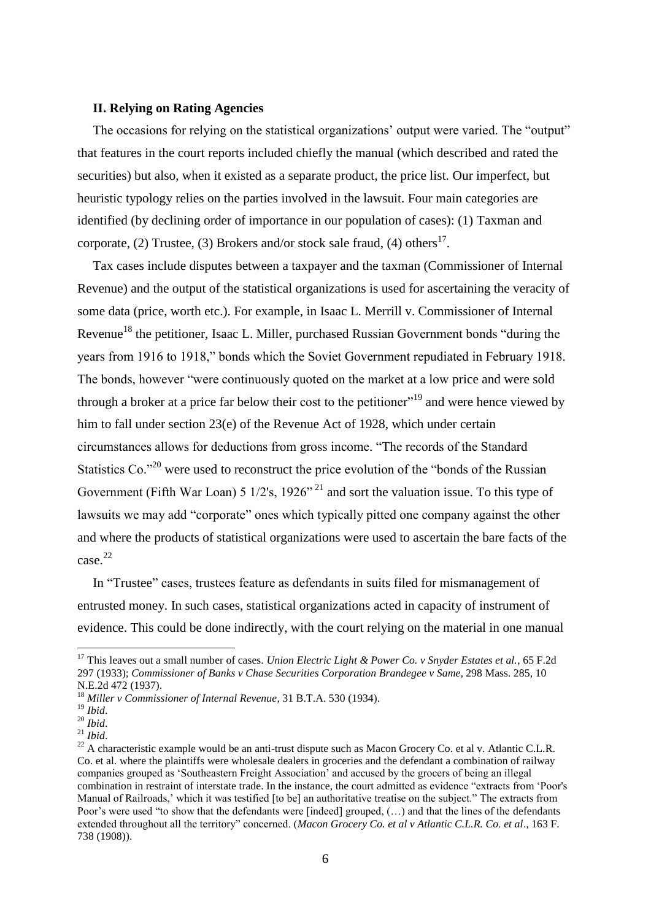### II. Relying on Rating Agencies

The occasions for relying on the statistical organizations' output were varied. The "output" that features in the court reports included chiefly the manual (which described and rated the securities) but also, when it existed as a separate product, the price list. Our imperfect, but heuristic typology relies on the parties involved in the lawsuit. Four main categories are identified (by declining order of importance in our population of cases): (1) Taxman and corporate, (2) Trustee, (3) Brokers and/or stock sale fraud, (4) others[17].

Tax cases include disputes between a taxpayer and the taxman (Commissioner of Internal Revenue) and the output of the statistical organizations is used for ascertaining the veracity of some data (price, worth etc.). For example, in Isaac L. Merrill v. Commissioner of Internal Revenue[18] the petitioner, Isaac L. Miller, purchased Russian Government bonds "during the years from 1916 to 1918," bonds which the Soviet Government repudiated in February 1918. The bonds, however "were continuously quoted on the market at a low price and were sold through a broker at a price far below their cost to the petitioner"[19] and were hence viewed by him to fall under section 23(e) of the Revenue Act of 1928, which under certain circumstances allows for deductions from gross income. "The records of the Standard Statistics Co."[20] were used to reconstruct the price evolution of the "bonds of the Russian Government (Fifth War Loan) 5 1/2's, 1926"[21] and sort the valuation issue. To this type of lawsuits we may add "corporate" ones which typically pitted one company against the other and where the products of statistical organizations were used to ascertain the bare facts of the case.[22]

In "Trustee" cases, trustees feature as defendants in suits filed for mismanagement of entrusted money. In such cases, statistical organizations acted in capacity of instrument of evidence. This could be done indirectly, with the court relying on the material in one manual

---

[17] This leaves out a small number of cases. *Union Electric Light & Power Co. v Snyder Estates et al.*, 65 F.2d 297 (1933); *Commissioner of Banks v Chase Securities Corporation Brandegee v Same*, 298 Mass. 285, 10 N.E.2d 472 (1937).

[18] *Miller v Commissioner of Internal Revenue*, 31 B.T.A. 530 (1934).

[19] *Ibid*.

[20] *Ibid*.

[21] *Ibid*.

[22] A characteristic example would be an anti-trust dispute such as Macon Grocery Co. et al v. Atlantic C.L.R. Co. et al. where the plaintiffs were wholesale dealers in groceries and the defendant a combination of railway companies grouped as 'Southeastern Freight Association' and accused by the grocers of being an illegal combination in restraint of interstate trade. In the instance, the court admitted as evidence "extracts from 'Poor's Manual of Railroads,' which it was testified [to be] an authoritative treatise on the subject." The extracts from Poor's were used "to show that the defendants were [indeed] grouped, (…) and that the lines of the defendants extended throughout all the territory" concerned. (*Macon Grocery Co. et al v Atlantic C.L.R. Co. et al*., 163 F. 738 (1908)).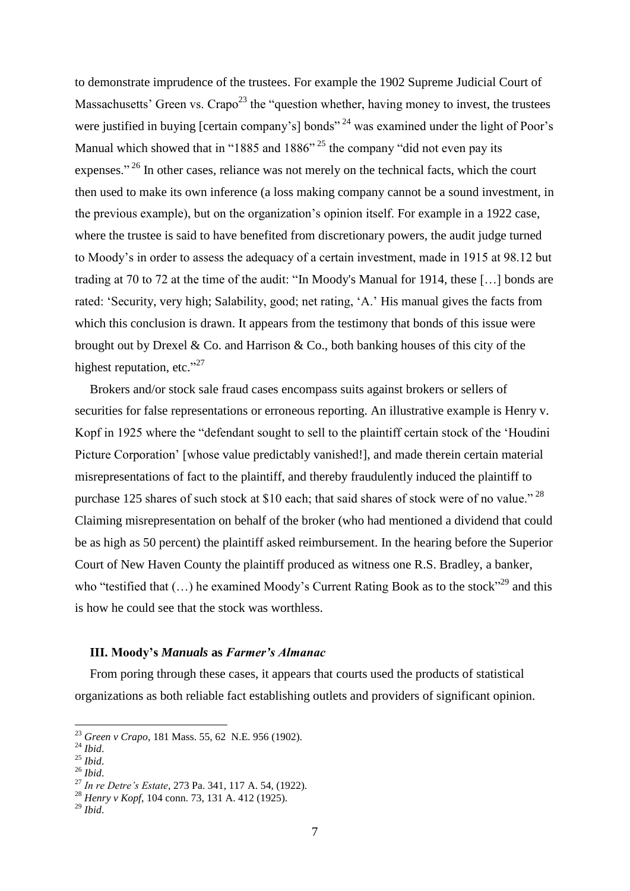to demonstrate imprudence of the trustees. For example the 1902 Supreme Judicial Court of Massachusetts' Green vs. Crapo[23] the "question whether, having money to invest, the trustees were justified in buying [certain company's] bonds"[24] was examined under the light of Poor's Manual which showed that in "1885 and 1886"[25] the company "did not even pay its expenses."[26] In other cases, reliance was not merely on the technical facts, which the court then used to make its own inference (a loss making company cannot be a sound investment, in the previous example), but on the organization's opinion itself. For example in a 1922 case, where the trustee is said to have benefited from discretionary powers, the audit judge turned to Moody's in order to assess the adequacy of a certain investment, made in 1915 at 98.12 but trading at 70 to 72 at the time of the audit: "In Moody's Manual for 1914, these […] bonds are rated: 'Security, very high; Salability, good; net rating, 'A.' His manual gives the facts from which this conclusion is drawn. It appears from the testimony that bonds of this issue were brought out by Drexel & Co. and Harrison & Co., both banking houses of this city of the highest reputation, etc."[27]

Brokers and/or stock sale fraud cases encompass suits against brokers or sellers of securities for false representations or erroneous reporting. An illustrative example is Henry v. Kopf in 1925 where the "defendant sought to sell to the plaintiff certain stock of the 'Houdini Picture Corporation' [whose value predictably vanished!], and made therein certain material misrepresentations of fact to the plaintiff, and thereby fraudulently induced the plaintiff to purchase 125 shares of such stock at $10 each; that said shares of stock were of no value."[28] Claiming misrepresentation on behalf of the broker (who had mentioned a dividend that could be as high as 50 percent) the plaintiff asked reimbursement. In the hearing before the Superior Court of New Haven County the plaintiff produced as witness one R.S. Bradley, a banker, who "testified that (…) he examined Moody's Current Rating Book as to the stock"[29] and this is how he could see that the stock was worthless.

### III. Moody's *Manuals* as *Farmer's Almanac*

From poring through these cases, it appears that courts used the products of statistical organizations as both reliable fact establishing outlets and providers of significant opinion.

---

[23] *Green v Crapo*, 181 Mass. 55, 62 N.E. 956 (1902).

[24] *Ibid*.

[25] *Ibid*.

[26] *Ibid*.

[27] *In re Detre's Estate*, 273 Pa. 341, 117 A. 54, (1922).

[28] *Henry v Kopf*, 104 conn. 73, 131 A. 412 (1925).

[29] *Ibid*.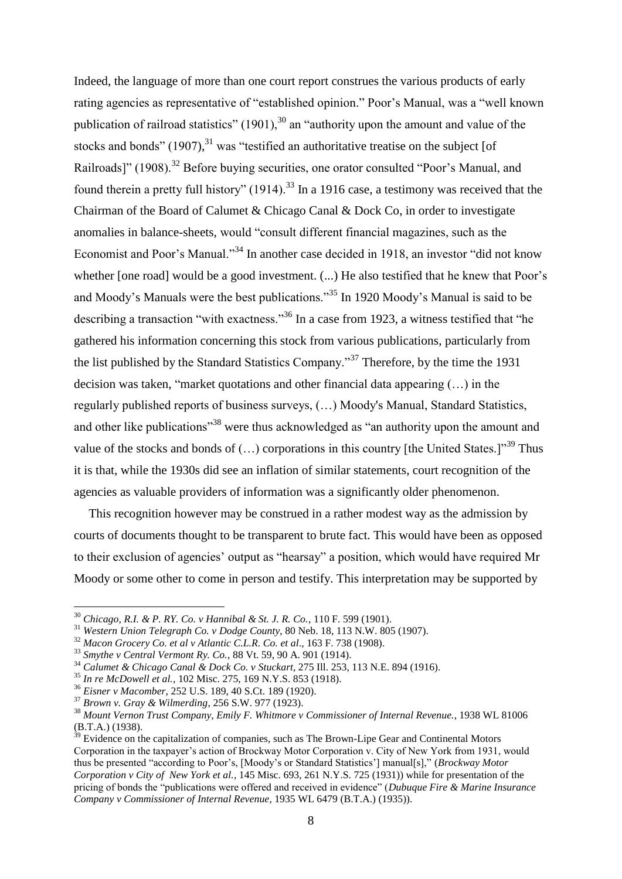Indeed, the language of more than one court report construes the various products of early rating agencies as representative of "established opinion." Poor's Manual, was a "well known publication of railroad statistics" (1901),[30] an "authority upon the amount and value of the stocks and bonds" (1907),[31] was "testified an authoritative treatise on the subject [of Railroads]" (1908).[32] Before buying securities, one orator consulted "Poor's Manual, and found therein a pretty full history" (1914).[33] In a 1916 case, a testimony was received that the Chairman of the Board of Calumet & Chicago Canal & Dock Co, in order to investigate anomalies in balance-sheets, would "consult different financial magazines, such as the Economist and Poor's Manual."[34] In another case decided in 1918, an investor "did not know whether [one road] would be a good investment. (...) He also testified that he knew that Poor's and Moody's Manuals were the best publications."[35] In 1920 Moody's Manual is said to be describing a transaction "with exactness."[36] In a case from 1923, a witness testified that "he gathered his information concerning this stock from various publications, particularly from the list published by the Standard Statistics Company."[37] Therefore, by the time the 1931 decision was taken, "market quotations and other financial data appearing (…) in the regularly published reports of business surveys, (…) Moody's Manual, Standard Statistics, and other like publications"[38] were thus acknowledged as "an authority upon the amount and value of the stocks and bonds of (…) corporations in this country [the United States.]"[39] Thus it is that, while the 1930s did see an inflation of similar statements, court recognition of the agencies as valuable providers of information was a significantly older phenomenon.

This recognition however may be construed in a rather modest way as the admission by courts of documents thought to be transparent to brute fact. This would have been as opposed to their exclusion of agencies' output as "hearsay" a position, which would have required Mr Moody or some other to come in person and testify. This interpretation may be supported by

---

[30] *Chicago, R.I. & P. RY. Co. v Hannibal & St. J. R. Co.*, 110 F. 599 (1901).

[31] *Western Union Telegraph Co. v Dodge County*, 80 Neb. 18, 113 N.W. 805 (1907).

[32] *Macon Grocery Co. et al v Atlantic C.L.R. Co. et al*., 163 F. 738 (1908).

[33] *Smythe v Central Vermont Ry. Co.*, 88 Vt. 59, 90 A. 901 (1914).

[34] *Calumet & Chicago Canal & Dock Co. v Stuckart*, 275 Ill. 253, 113 N.E. 894 (1916).

[35] *In re McDowell et al.*, 102 Misc. 275, 169 N.Y.S. 853 (1918).

[36] *Eisner v Macomber*, 252 U.S. 189, 40 S.Ct. 189 (1920).

[37] *Brown v. Gray & Wilmerding*, 256 S.W. 977 (1923).

[38] *Mount Vernon Trust Company, Emily F. Whitmore v Commissioner of Internal Revenue.*, 1938 WL 81006 (B.T.A.) (1938).

[39] Evidence on the capitalization of companies, such as The Brown-Lipe Gear and Continental Motors Corporation in the taxpayer's action of Brockway Motor Corporation v. City of New York from 1931, would thus be presented "according to Poor's, [Moody's or Standard Statistics'] manual[s]," (*Brockway Motor Corporation v City of New York et al.*, 145 Misc. 693, 261 N.Y.S. 725 (1931)) while for presentation of the pricing of bonds the "publications were offered and received in evidence" (*Dubuque Fire & Marine Insurance Company v Commissioner of Internal Revenue*, 1935 WL 6479 (B.T.A.) (1935)).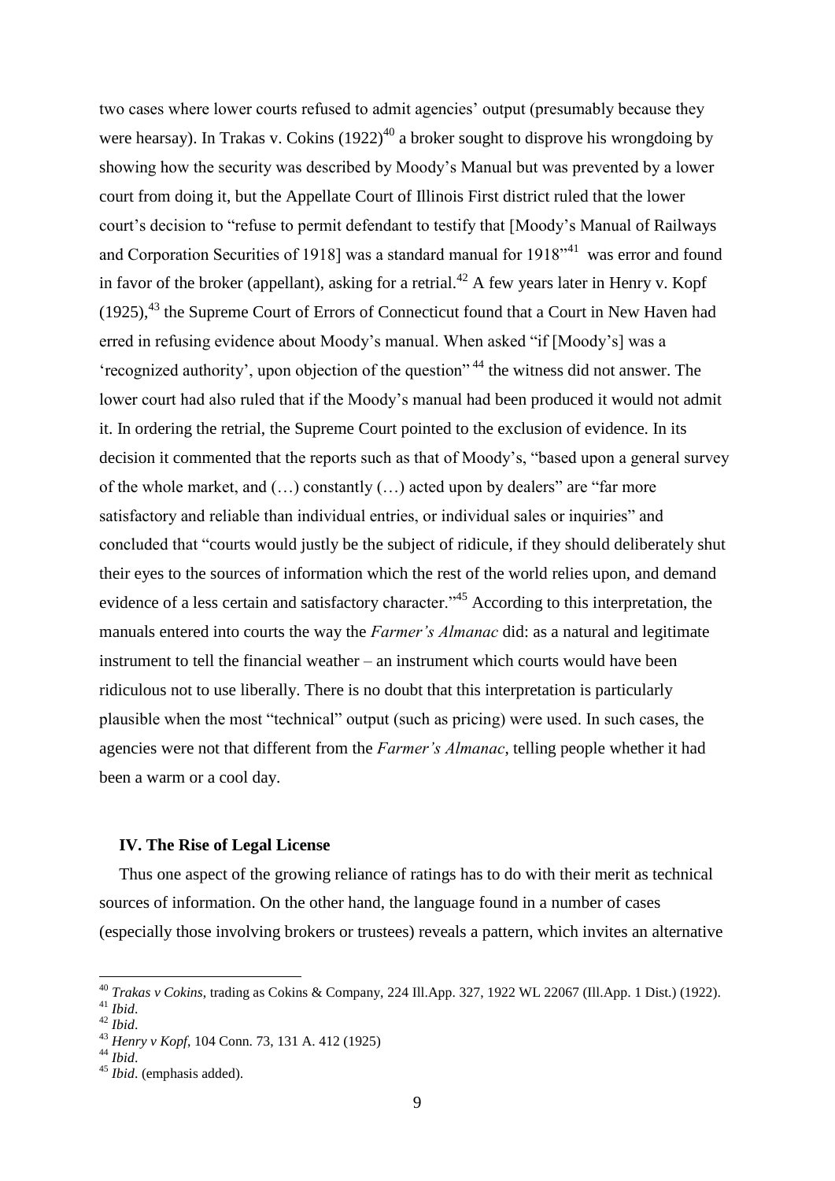two cases where lower courts refused to admit agencies' output (presumably because they were hearsay). In Trakas v. Cokins (1922)[40] a broker sought to disprove his wrongdoing by showing how the security was described by Moody's Manual but was prevented by a lower court from doing it, but the Appellate Court of Illinois First district ruled that the lower court's decision to "refuse to permit defendant to testify that [Moody's Manual of Railways and Corporation Securities of 1918] was a standard manual for 1918"[41] was error and found in favor of the broker (appellant), asking for a retrial.[42] A few years later in Henry v. Kopf (1925),[43] the Supreme Court of Errors of Connecticut found that a Court in New Haven had erred in refusing evidence about Moody's manual. When asked "if [Moody's] was a 'recognized authority', upon objection of the question"[44] the witness did not answer. The lower court had also ruled that if the Moody's manual had been produced it would not admit it. In ordering the retrial, the Supreme Court pointed to the exclusion of evidence. In its decision it commented that the reports such as that of Moody's, "based upon a general survey of the whole market, and (…) constantly (…) acted upon by dealers" are "far more satisfactory and reliable than individual entries, or individual sales or inquiries" and concluded that "courts would justly be the subject of ridicule, if they should deliberately shut their eyes to the sources of information which the rest of the world relies upon, and demand evidence of a less certain and satisfactory character."[45] According to this interpretation, the manuals entered into courts the way the *Farmer's Almanac* did: as a natural and legitimate instrument to tell the financial weather – an instrument which courts would have been ridiculous not to use liberally. There is no doubt that this interpretation is particularly plausible when the most "technical" output (such as pricing) were used. In such cases, the agencies were not that different from the *Farmer's Almanac*, telling people whether it had been a warm or a cool day.

## IV. The Rise of Legal License

Thus one aspect of the growing reliance of ratings has to do with their merit as technical sources of information. On the other hand, the language found in a number of cases (especially those involving brokers or trustees) reveals a pattern, which invites an alternative

---

[40] *Trakas v Cokins*, trading as Cokins & Company, 224 Ill.App. 327, 1922 WL 22067 (Ill.App. 1 Dist.) (1922).
[41] *Ibid*.
[42] *Ibid*.
[43] *Henry v Kopf*, 104 Conn. 73, 131 A. 412 (1925)
[44] *Ibid*.
[45] *Ibid*. (emphasis added).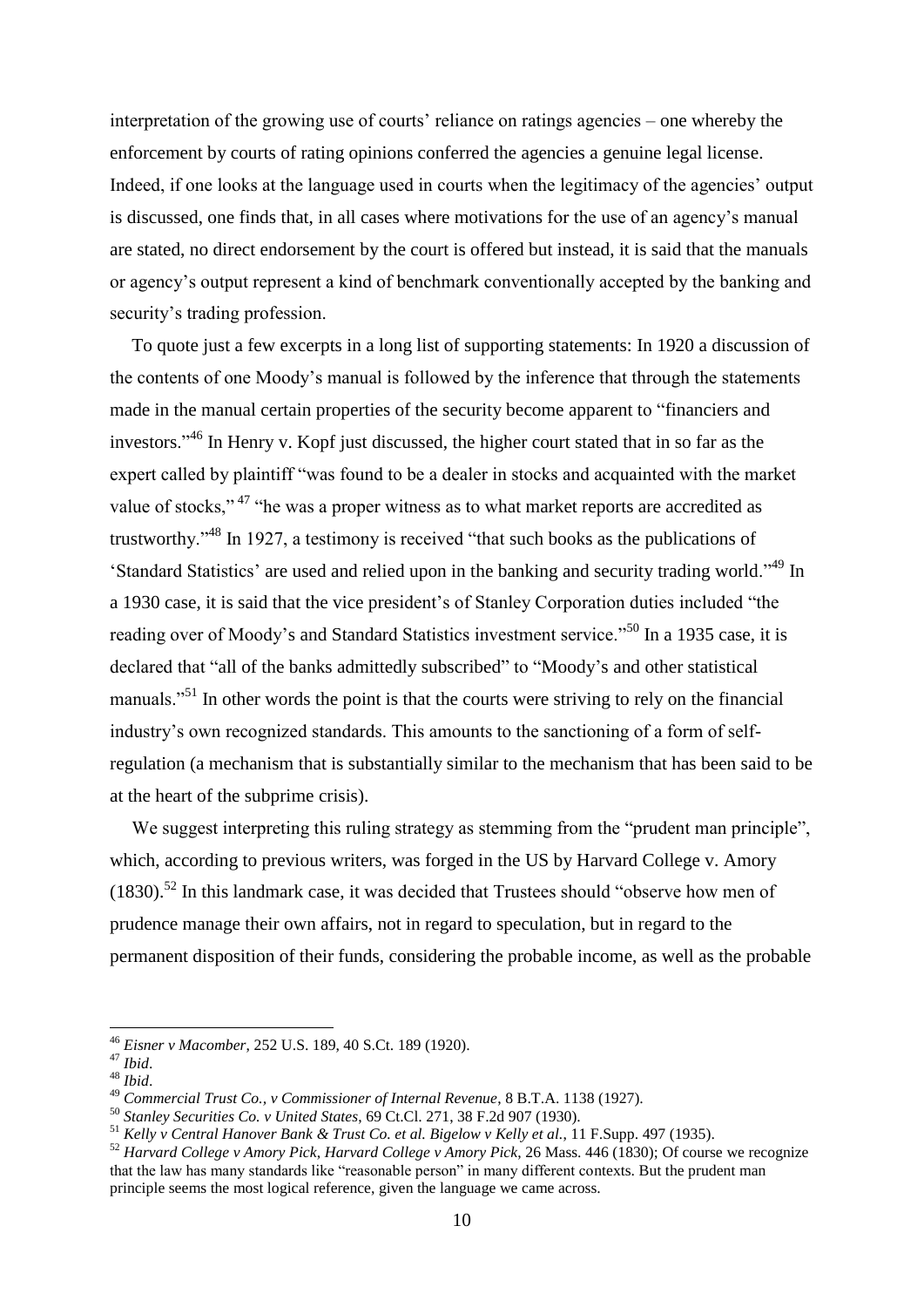interpretation of the growing use of courts' reliance on ratings agencies – one whereby the enforcement by courts of rating opinions conferred the agencies a genuine legal license. Indeed, if one looks at the language used in courts when the legitimacy of the agencies' output is discussed, one finds that, in all cases where motivations for the use of an agency's manual are stated, no direct endorsement by the court is offered but instead, it is said that the manuals or agency's output represent a kind of benchmark conventionally accepted by the banking and security's trading profession.

To quote just a few excerpts in a long list of supporting statements: In 1920 a discussion of the contents of one Moody's manual is followed by the inference that through the statements made in the manual certain properties of the security become apparent to "financiers and investors."[46] In Henry v. Kopf just discussed, the higher court stated that in so far as the expert called by plaintiff "was found to be a dealer in stocks and acquainted with the market value of stocks,"[47] "he was a proper witness as to what market reports are accredited as trustworthy."[48] In 1927, a testimony is received "that such books as the publications of 'Standard Statistics' are used and relied upon in the banking and security trading world."[49] In a 1930 case, it is said that the vice president's of Stanley Corporation duties included "the reading over of Moody's and Standard Statistics investment service."[50] In a 1935 case, it is declared that "all of the banks admittedly subscribed" to "Moody's and other statistical manuals."[51] In other words the point is that the courts were striving to rely on the financial industry's own recognized standards. This amounts to the sanctioning of a form of self-regulation (a mechanism that is substantially similar to the mechanism that has been said to be at the heart of the subprime crisis).

We suggest interpreting this ruling strategy as stemming from the "prudent man principle", which, according to previous writers, was forged in the US by Harvard College v. Amory (1830).[52] In this landmark case, it was decided that Trustees should "observe how men of prudence manage their own affairs, not in regard to speculation, but in regard to the permanent disposition of their funds, considering the probable income, as well as the probable

---

[46] *Eisner v Macomber*, 252 U.S. 189, 40 S.Ct. 189 (1920).

[47] *Ibid*.

[48] *Ibid*.

[49] *Commercial Trust Co., v Commissioner of Internal Revenue*, 8 B.T.A. 1138 (1927).

[50] *Stanley Securities Co. v United States*, 69 Ct.Cl. 271, 38 F.2d 907 (1930).

[51] *Kelly v Central Hanover Bank & Trust Co. et al. Bigelow v Kelly et al.*, 11 F.Supp. 497 (1935).

[52] *Harvard College v Amory Pick, Harvard College v Amory Pick*, 26 Mass. 446 (1830); Of course we recognize that the law has many standards like "reasonable person" in many different contexts. But the prudent man principle seems the most logical reference, given the language we came across.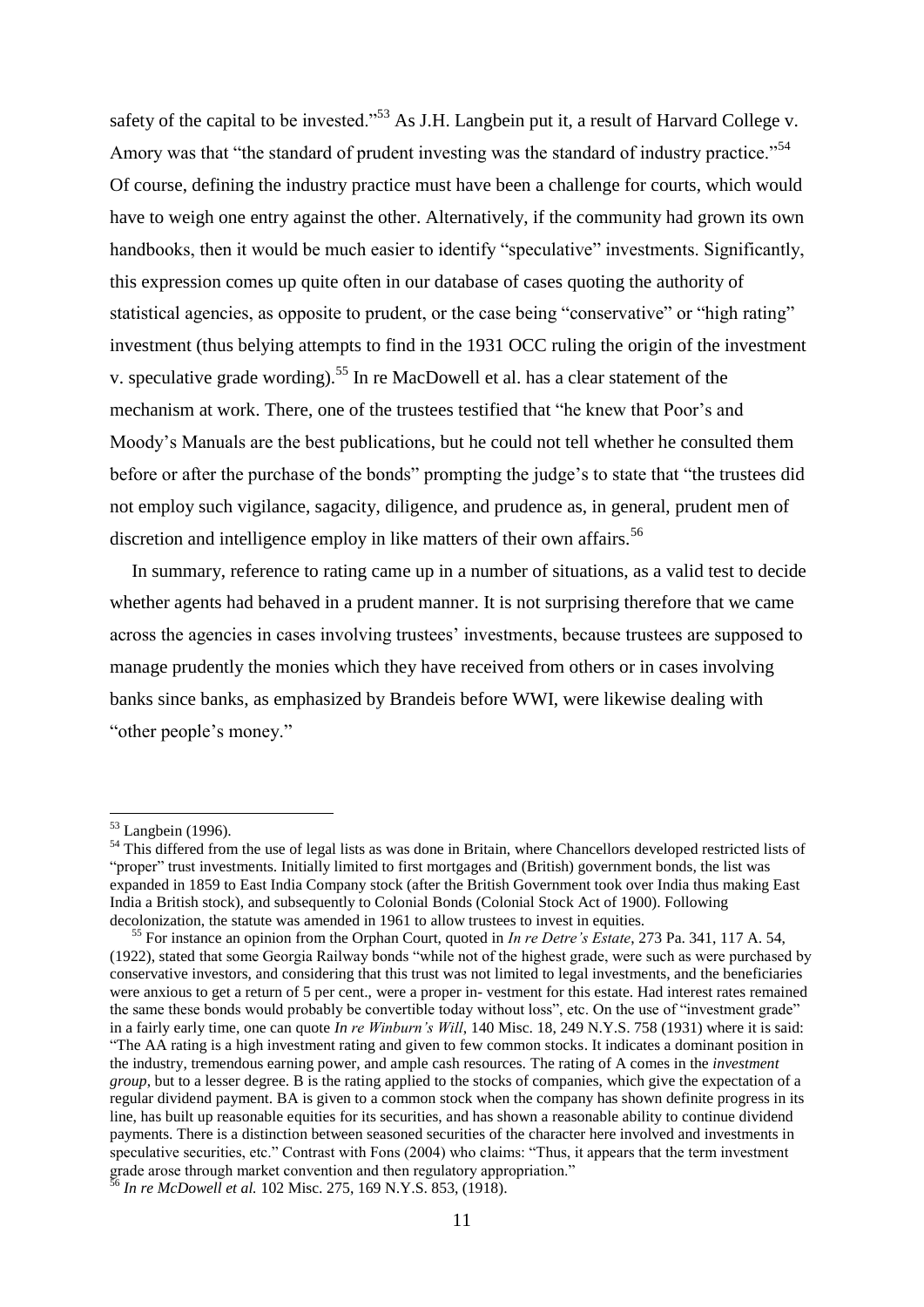safety of the capital to be invested."[53] As J.H. Langbein put it, a result of Harvard College v. Amory was that "the standard of prudent investing was the standard of industry practice."[54] Of course, defining the industry practice must have been a challenge for courts, which would have to weigh one entry against the other. Alternatively, if the community had grown its own handbooks, then it would be much easier to identify "speculative" investments. Significantly, this expression comes up quite often in our database of cases quoting the authority of statistical agencies, as opposite to prudent, or the case being "conservative" or "high rating" investment (thus belying attempts to find in the 1931 OCC ruling the origin of the investment v. speculative grade wording).[55] In re MacDowell et al. has a clear statement of the mechanism at work. There, one of the trustees testified that "he knew that Poor's and Moody's Manuals are the best publications, but he could not tell whether he consulted them before or after the purchase of the bonds" prompting the judge's to state that "the trustees did not employ such vigilance, sagacity, diligence, and prudence as, in general, prudent men of discretion and intelligence employ in like matters of their own affairs.[56]

In summary, reference to rating came up in a number of situations, as a valid test to decide whether agents had behaved in a prudent manner. It is not surprising therefore that we came across the agencies in cases involving trustees' investments, because trustees are supposed to manage prudently the monies which they have received from others or in cases involving banks since banks, as emphasized by Brandeis before WWI, were likewise dealing with "other people's money."

---

[53] Langbein (1996).

[54] This differed from the use of legal lists as was done in Britain, where Chancellors developed restricted lists of "proper" trust investments. Initially limited to first mortgages and (British) government bonds, the list was expanded in 1859 to East India Company stock (after the British Government took over India thus making East India a British stock), and subsequently to Colonial Bonds (Colonial Stock Act of 1900). Following decolonization, the statute was amended in 1961 to allow trustees to invest in equities.

[55] For instance an opinion from the Orphan Court, quoted in *In re Detre's Estate*, 273 Pa. 341, 117 A. 54, (1922), stated that some Georgia Railway bonds "while not of the highest grade, were such as were purchased by conservative investors, and considering that this trust was not limited to legal investments, and the beneficiaries were anxious to get a return of 5 per cent., were a proper in- vestment for this estate. Had interest rates remained the same these bonds would probably be convertible today without loss", etc. On the use of "investment grade" in a fairly early time, one can quote *In re Winburn's Will*, 140 Misc. 18, 249 N.Y.S. 758 (1931) where it is said: "The AA rating is a high investment rating and given to few common stocks. It indicates a dominant position in the industry, tremendous earning power, and ample cash resources. The rating of A comes in the *investment group*, but to a lesser degree. B is the rating applied to the stocks of companies, which give the expectation of a regular dividend payment. BA is given to a common stock when the company has shown definite progress in its line, has built up reasonable equities for its securities, and has shown a reasonable ability to continue dividend payments. There is a distinction between seasoned securities of the character here involved and investments in speculative securities, etc." Contrast with Fons (2004) who claims: "Thus, it appears that the term investment grade arose through market convention and then regulatory appropriation."

[56] *In re McDowell et al.* 102 Misc. 275, 169 N.Y.S. 853, (1918).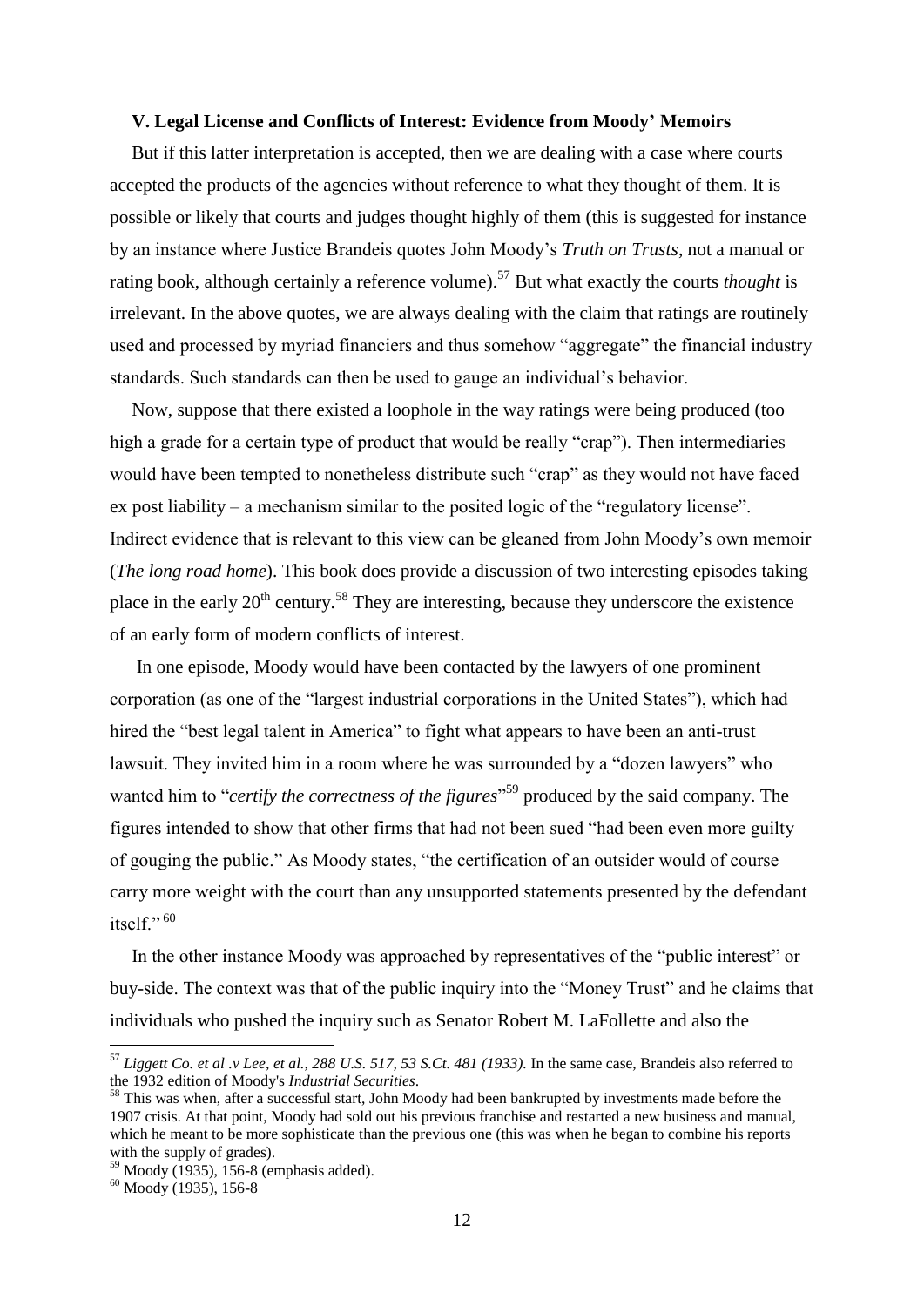### V. Legal License and Conflicts of Interest: Evidence from Moody' Memoirs

But if this latter interpretation is accepted, then we are dealing with a case where courts accepted the products of the agencies without reference to what they thought of them. It is possible or likely that courts and judges thought highly of them (this is suggested for instance by an instance where Justice Brandeis quotes John Moody's *Truth on Trusts*, not a manual or rating book, although certainly a reference volume).[57] But what exactly the courts *thought* is irrelevant. In the above quotes, we are always dealing with the claim that ratings are routinely used and processed by myriad financiers and thus somehow "aggregate" the financial industry standards. Such standards can then be used to gauge an individual's behavior.

Now, suppose that there existed a loophole in the way ratings were being produced (too high a grade for a certain type of product that would be really "crap"). Then intermediaries would have been tempted to nonetheless distribute such "crap" as they would not have faced ex post liability – a mechanism similar to the posited logic of the "regulatory license". Indirect evidence that is relevant to this view can be gleaned from John Moody's own memoir (*The long road home*). This book does provide a discussion of two interesting episodes taking place in the early 20th century.[58] They are interesting, because they underscore the existence of an early form of modern conflicts of interest.

In one episode, Moody would have been contacted by the lawyers of one prominent corporation (as one of the "largest industrial corporations in the United States"), which had hired the "best legal talent in America" to fight what appears to have been an anti-trust lawsuit. They invited him in a room where he was surrounded by a "dozen lawyers" who wanted him to "*certify the correctness of the figures*"[59] produced by the said company. The figures intended to show that other firms that had not been sued "had been even more guilty of gouging the public." As Moody states, "the certification of an outsider would of course carry more weight with the court than any unsupported statements presented by the defendant itself." [60]

In the other instance Moody was approached by representatives of the "public interest" or buy-side. The context was that of the public inquiry into the "Money Trust" and he claims that individuals who pushed the inquiry such as Senator Robert M. LaFollette and also the

---

[57] *Liggett Co. et al .v Lee, et al., 288 U.S. 517, 53 S.Ct. 481 (1933).* In the same case, Brandeis also referred to the 1932 edition of Moody's *Industrial Securities*.

[58] This was when, after a successful start, John Moody had been bankrupted by investments made before the 1907 crisis. At that point, Moody had sold out his previous franchise and restarted a new business and manual, which he meant to be more sophisticate than the previous one (this was when he began to combine his reports with the supply of grades).

[59] Moody (1935), 156-8 (emphasis added).

[60] Moody (1935), 156-8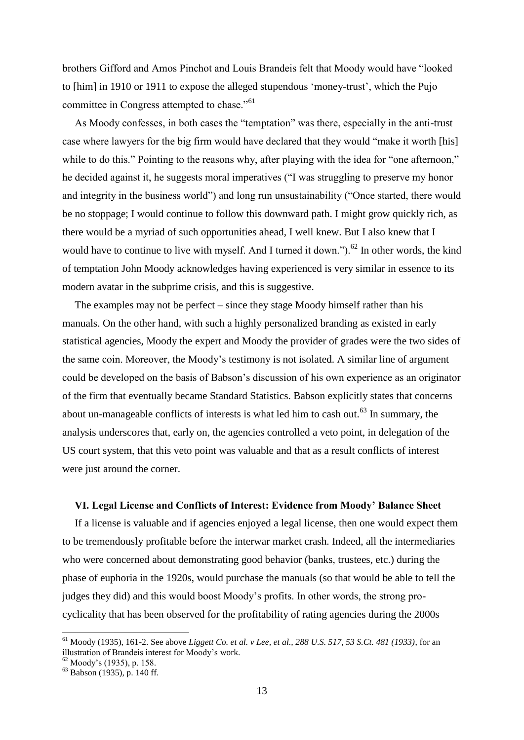brothers Gifford and Amos Pinchot and Louis Brandeis felt that Moody would have "looked to [him] in 1910 or 1911 to expose the alleged stupendous 'money-trust', which the Pujo committee in Congress attempted to chase."[61]

As Moody confesses, in both cases the "temptation" was there, especially in the anti-trust case where lawyers for the big firm would have declared that they would "make it worth [his] while to do this." Pointing to the reasons why, after playing with the idea for "one afternoon," he decided against it, he suggests moral imperatives ("I was struggling to preserve my honor and integrity in the business world") and long run unsustainability ("Once started, there would be no stoppage; I would continue to follow this downward path. I might grow quickly rich, as there would be a myriad of such opportunities ahead, I well knew. But I also knew that I would have to continue to live with myself. And I turned it down.").[62] In other words, the kind of temptation John Moody acknowledges having experienced is very similar in essence to its modern avatar in the subprime crisis, and this is suggestive.

The examples may not be perfect – since they stage Moody himself rather than his manuals. On the other hand, with such a highly personalized branding as existed in early statistical agencies, Moody the expert and Moody the provider of grades were the two sides of the same coin. Moreover, the Moody's testimony is not isolated. A similar line of argument could be developed on the basis of Babson's discussion of his own experience as an originator of the firm that eventually became Standard Statistics. Babson explicitly states that concerns about un-manageable conflicts of interests is what led him to cash out.[63] In summary, the analysis underscores that, early on, the agencies controlled a veto point, in delegation of the US court system, that this veto point was valuable and that as a result conflicts of interest were just around the corner.

### VI. Legal License and Conflicts of Interest: Evidence from Moody' Balance Sheet

If a license is valuable and if agencies enjoyed a legal license, then one would expect them to be tremendously profitable before the interwar market crash. Indeed, all the intermediaries who were concerned about demonstrating good behavior (banks, trustees, etc.) during the phase of euphoria in the 1920s, would purchase the manuals (so that would be able to tell the judges they did) and this would boost Moody's profits. In other words, the strong pro-cyclicality that has been observed for the profitability of rating agencies during the 2000s

---

[61] Moody (1935), 161-2. See above *Liggett Co. et al. v Lee, et al., 288 U.S. 517, 53 S.Ct. 481 (1933)*, for an illustration of Brandeis interest for Moody's work.

[62] Moody's (1935), p. 158.

[63] Babson (1935), p. 140 ff.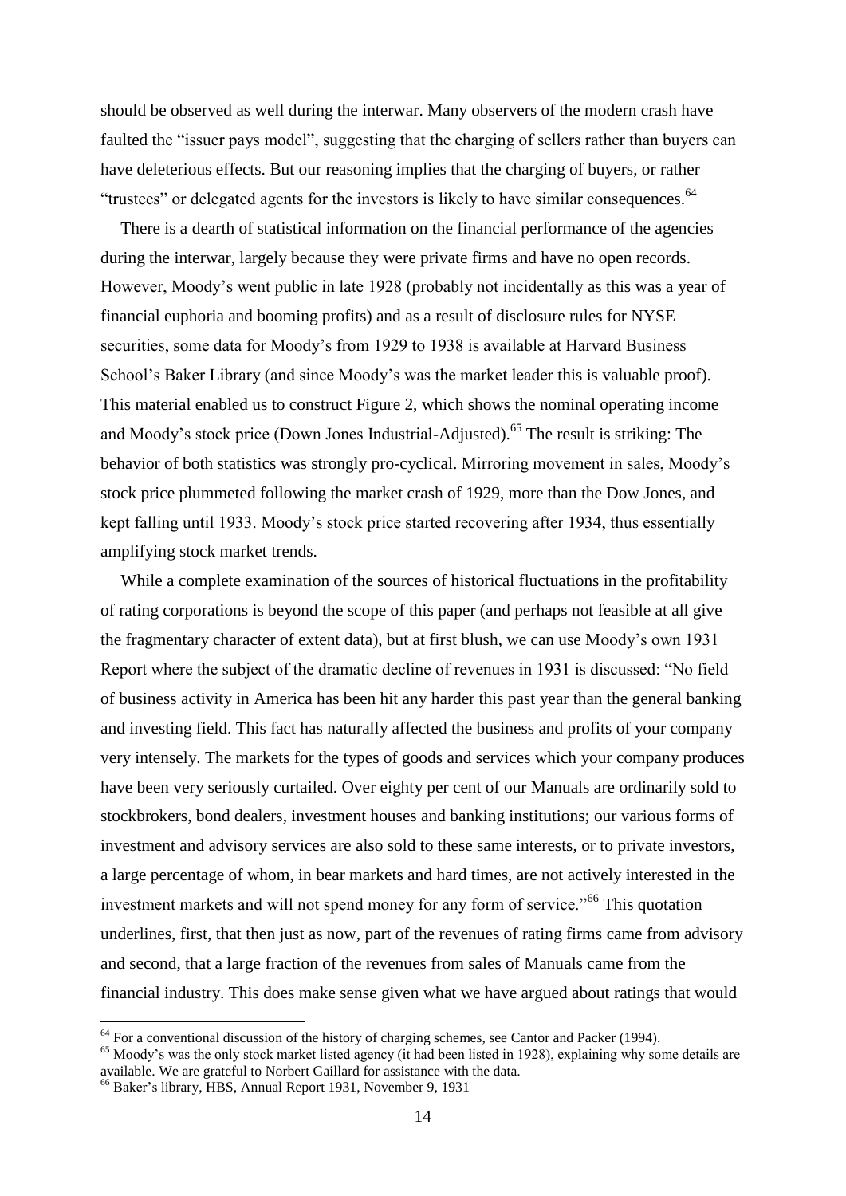should be observed as well during the interwar. Many observers of the modern crash have faulted the "issuer pays model", suggesting that the charging of sellers rather than buyers can have deleterious effects. But our reasoning implies that the charging of buyers, or rather "trustees" or delegated agents for the investors is likely to have similar consequences.[64]

There is a dearth of statistical information on the financial performance of the agencies during the interwar, largely because they were private firms and have no open records. However, Moody's went public in late 1928 (probably not incidentally as this was a year of financial euphoria and booming profits) and as a result of disclosure rules for NYSE securities, some data for Moody's from 1929 to 1938 is available at Harvard Business School's Baker Library (and since Moody's was the market leader this is valuable proof). This material enabled us to construct Figure 2, which shows the nominal operating income and Moody's stock price (Down Jones Industrial-Adjusted).[65] The result is striking: The behavior of both statistics was strongly pro-cyclical. Mirroring movement in sales, Moody's stock price plummeted following the market crash of 1929, more than the Dow Jones, and kept falling until 1933. Moody's stock price started recovering after 1934, thus essentially amplifying stock market trends.

While a complete examination of the sources of historical fluctuations in the profitability of rating corporations is beyond the scope of this paper (and perhaps not feasible at all give the fragmentary character of extent data), but at first blush, we can use Moody's own 1931 Report where the subject of the dramatic decline of revenues in 1931 is discussed: "No field of business activity in America has been hit any harder this past year than the general banking and investing field. This fact has naturally affected the business and profits of your company very intensely. The markets for the types of goods and services which your company produces have been very seriously curtailed. Over eighty per cent of our Manuals are ordinarily sold to stockbrokers, bond dealers, investment houses and banking institutions; our various forms of investment and advisory services are also sold to these same interests, or to private investors, a large percentage of whom, in bear markets and hard times, are not actively interested in the investment markets and will not spend money for any form of service."[66] This quotation underlines, first, that then just as now, part of the revenues of rating firms came from advisory and second, that a large fraction of the revenues from sales of Manuals came from the financial industry. This does make sense given what we have argued about ratings that would

---

[64] For a conventional discussion of the history of charging schemes, see Cantor and Packer (1994).

[65] Moody's was the only stock market listed agency (it had been listed in 1928), explaining why some details are available. We are grateful to Norbert Gaillard for assistance with the data.

[66] Baker's library, HBS, Annual Report 1931, November 9, 1931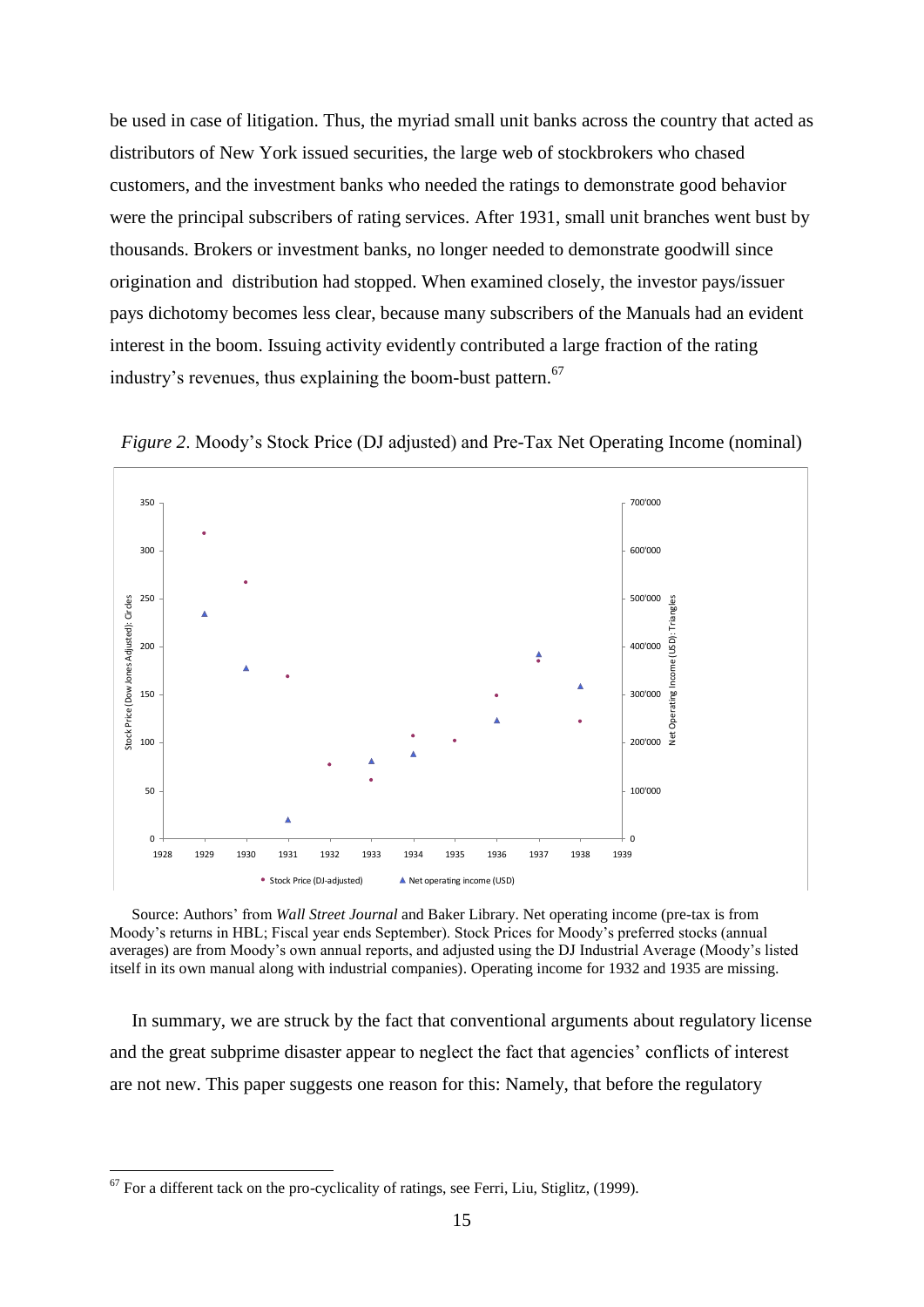be used in case of litigation. Thus, the myriad small unit banks across the country that acted as distributors of New York issued securities, the large web of stockbrokers who chased customers, and the investment banks who needed the ratings to demonstrate good behavior were the principal subscribers of rating services. After 1931, small unit branches went bust by thousands. Brokers or investment banks, no longer needed to demonstrate goodwill since origination and distribution had stopped. When examined closely, the investor pays/issuer pays dichotomy becomes less clear, because many subscribers of the Manuals had an evident interest in the boom. Issuing activity evidently contributed a large fraction of the rating industry's revenues, thus explaining the boom-bust pattern.[67]

*Figure 2*. Moody's Stock Price (DJ adjusted) and Pre-Tax Net Operating Income (nominal)

Source: Authors' from *Wall Street Journal* and Baker Library. Net operating income (pre-tax is from Moody's returns in HBL; Fiscal year ends September). Stock Prices for Moody's preferred stocks (annual averages) are from Moody's own annual reports, and adjusted using the DJ Industrial Average (Moody's listed itself in its own manual along with industrial companies). Operating income for 1932 and 1935 are missing.

In summary, we are struck by the fact that conventional arguments about regulatory license and the great subprime disaster appear to neglect the fact that agencies' conflicts of interest are not new. This paper suggests one reason for this: Namely, that before the regulatory

[67] For a different tack on the pro-cyclicality of ratings, see Ferri, Liu, Stiglitz, (1999).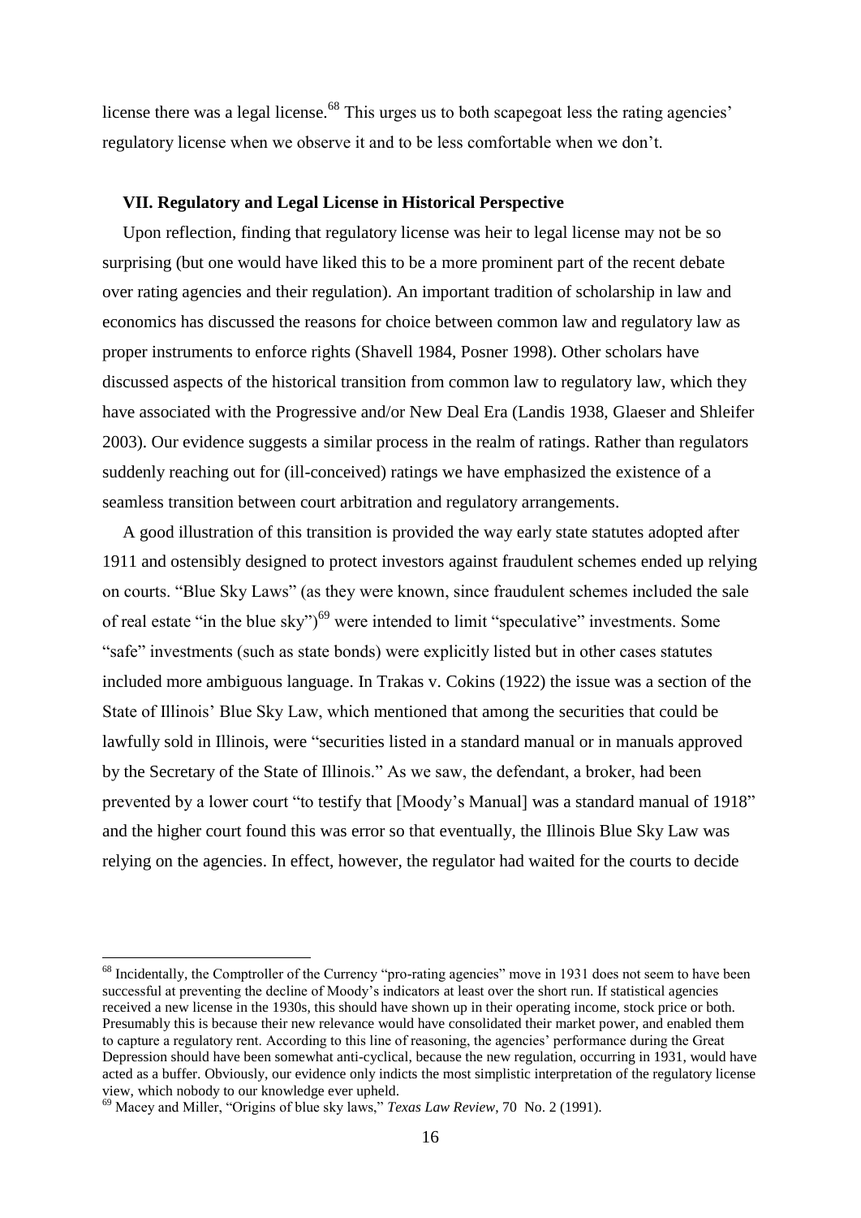license there was a legal license.[68] This urges us to both scapegoat less the rating agencies' regulatory license when we observe it and to be less comfortable when we don't.

## VII. Regulatory and Legal License in Historical Perspective

Upon reflection, finding that regulatory license was heir to legal license may not be so surprising (but one would have liked this to be a more prominent part of the recent debate over rating agencies and their regulation). An important tradition of scholarship in law and economics has discussed the reasons for choice between common law and regulatory law as proper instruments to enforce rights (Shavell 1984, Posner 1998). Other scholars have discussed aspects of the historical transition from common law to regulatory law, which they have associated with the Progressive and/or New Deal Era (Landis 1938, Glaeser and Shleifer 2003). Our evidence suggests a similar process in the realm of ratings. Rather than regulators suddenly reaching out for (ill-conceived) ratings we have emphasized the existence of a seamless transition between court arbitration and regulatory arrangements.

A good illustration of this transition is provided the way early state statutes adopted after 1911 and ostensibly designed to protect investors against fraudulent schemes ended up relying on courts. "Blue Sky Laws" (as they were known, since fraudulent schemes included the sale of real estate "in the blue sky")[69] were intended to limit "speculative" investments. Some "safe" investments (such as state bonds) were explicitly listed but in other cases statutes included more ambiguous language. In Trakas v. Cokins (1922) the issue was a section of the State of Illinois' Blue Sky Law, which mentioned that among the securities that could be lawfully sold in Illinois, were "securities listed in a standard manual or in manuals approved by the Secretary of the State of Illinois." As we saw, the defendant, a broker, had been prevented by a lower court "to testify that [Moody's Manual] was a standard manual of 1918" and the higher court found this was error so that eventually, the Illinois Blue Sky Law was relying on the agencies. In effect, however, the regulator had waited for the courts to decide

---

[68] Incidentally, the Comptroller of the Currency "pro-rating agencies" move in 1931 does not seem to have been successful at preventing the decline of Moody's indicators at least over the short run. If statistical agencies received a new license in the 1930s, this should have shown up in their operating income, stock price or both. Presumably this is because their new relevance would have consolidated their market power, and enabled them to capture a regulatory rent. According to this line of reasoning, the agencies' performance during the Great Depression should have been somewhat anti-cyclical, because the new regulation, occurring in 1931, would have acted as a buffer. Obviously, our evidence only indicts the most simplistic interpretation of the regulatory license view, which nobody to our knowledge ever upheld.

[69] Macey and Miller, "Origins of blue sky laws," *Texas Law Review*, 70 No. 2 (1991).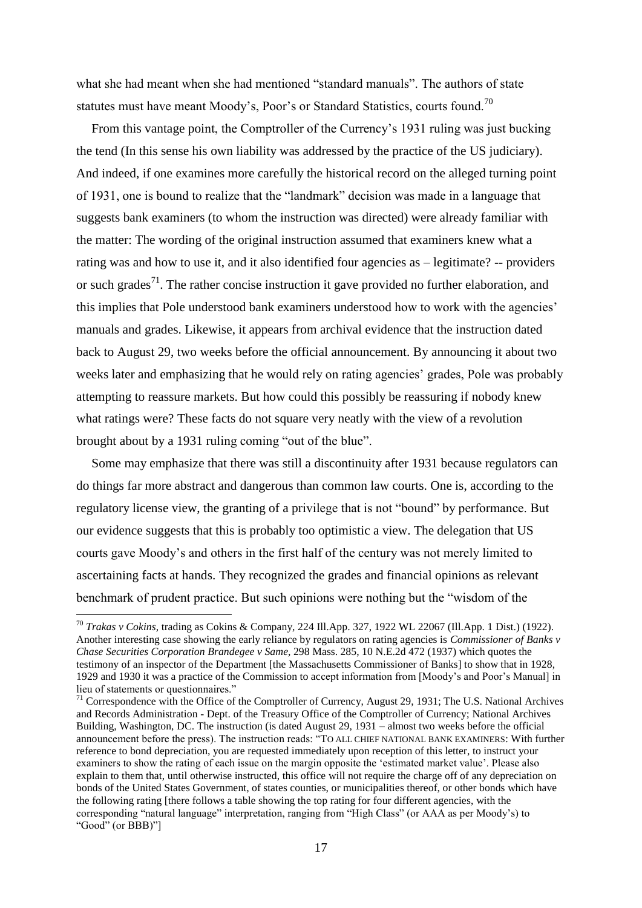what she had meant when she had mentioned "standard manuals". The authors of state statutes must have meant Moody's, Poor's or Standard Statistics, courts found.[70]

From this vantage point, the Comptroller of the Currency's 1931 ruling was just bucking the tend (In this sense his own liability was addressed by the practice of the US judiciary). And indeed, if one examines more carefully the historical record on the alleged turning point of 1931, one is bound to realize that the "landmark" decision was made in a language that suggests bank examiners (to whom the instruction was directed) were already familiar with the matter: The wording of the original instruction assumed that examiners knew what a rating was and how to use it, and it also identified four agencies as – legitimate? -- providers or such grades[71]. The rather concise instruction it gave provided no further elaboration, and this implies that Pole understood bank examiners understood how to work with the agencies' manuals and grades. Likewise, it appears from archival evidence that the instruction dated back to August 29, two weeks before the official announcement. By announcing it about two weeks later and emphasizing that he would rely on rating agencies' grades, Pole was probably attempting to reassure markets. But how could this possibly be reassuring if nobody knew what ratings were? These facts do not square very neatly with the view of a revolution brought about by a 1931 ruling coming "out of the blue".

Some may emphasize that there was still a discontinuity after 1931 because regulators can do things far more abstract and dangerous than common law courts. One is, according to the regulatory license view, the granting of a privilege that is not "bound" by performance. But our evidence suggests that this is probably too optimistic a view. The delegation that US courts gave Moody's and others in the first half of the century was not merely limited to ascertaining facts at hands. They recognized the grades and financial opinions as relevant benchmark of prudent practice. But such opinions were nothing but the "wisdom of the

---

[70] *Trakas v Cokins,* trading as Cokins & Company, 224 Ill.App. 327, 1922 WL 22067 (Ill.App. 1 Dist.) (1922). Another interesting case showing the early reliance by regulators on rating agencies is *Commissioner of Banks v Chase Securities Corporation Brandegee v Same*, 298 Mass. 285, 10 N.E.2d 472 (1937) which quotes the testimony of an inspector of the Department [the Massachusetts Commissioner of Banks] to show that in 1928, 1929 and 1930 it was a practice of the Commission to accept information from [Moody's and Poor's Manual] in lieu of statements or questionnaires."

[71] Correspondence with the Office of the Comptroller of Currency, August 29, 1931; The U.S. National Archives and Records Administration - Dept. of the Treasury Office of the Comptroller of Currency; National Archives Building, Washington, DC. The instruction (is dated August 29, 1931 – almost two weeks before the official announcement before the press). The instruction reads: "TO ALL CHIEF NATIONAL BANK EXAMINERS: With further reference to bond depreciation, you are requested immediately upon reception of this letter, to instruct your examiners to show the rating of each issue on the margin opposite the 'estimated market value'. Please also explain to them that, until otherwise instructed, this office will not require the charge off of any depreciation on bonds of the United States Government, of states counties, or municipalities thereof, or other bonds which have the following rating [there follows a table showing the top rating for four different agencies, with the corresponding "natural language" interpretation, ranging from "High Class" (or AAA as per Moody's) to "Good" (or BBB)"]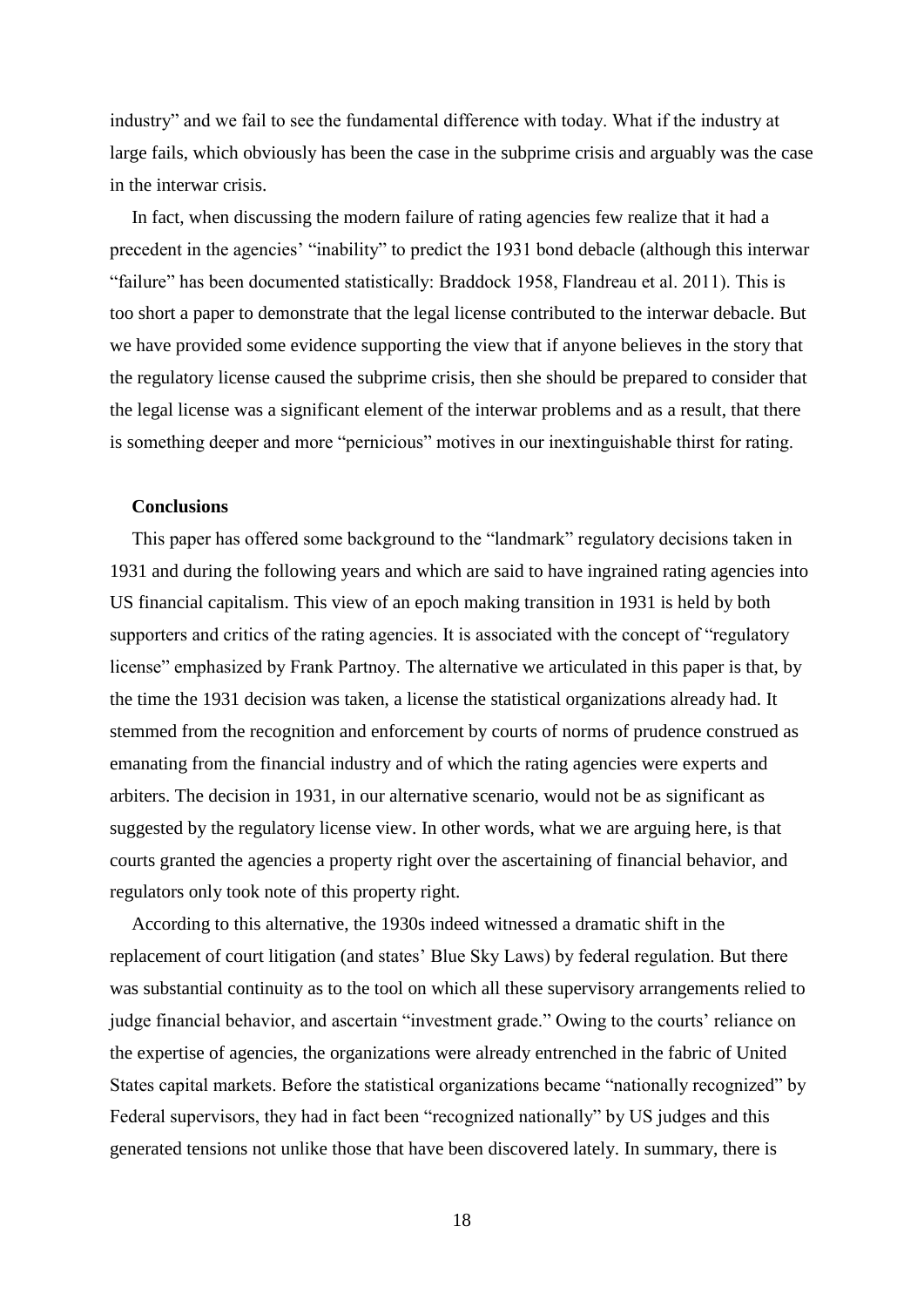industry" and we fail to see the fundamental difference with today. What if the industry at large fails, which obviously has been the case in the subprime crisis and arguably was the case in the interwar crisis.

In fact, when discussing the modern failure of rating agencies few realize that it had a precedent in the agencies' "inability" to predict the 1931 bond debacle (although this interwar "failure" has been documented statistically: Braddock 1958, Flandreau et al. 2011). This is too short a paper to demonstrate that the legal license contributed to the interwar debacle. But we have provided some evidence supporting the view that if anyone believes in the story that the regulatory license caused the subprime crisis, then she should be prepared to consider that the legal license was a significant element of the interwar problems and as a result, that there is something deeper and more "pernicious" motives in our inextinguishable thirst for rating.

## Conclusions

This paper has offered some background to the "landmark" regulatory decisions taken in 1931 and during the following years and which are said to have ingrained rating agencies into US financial capitalism. This view of an epoch making transition in 1931 is held by both supporters and critics of the rating agencies. It is associated with the concept of "regulatory license" emphasized by Frank Partnoy. The alternative we articulated in this paper is that, by the time the 1931 decision was taken, a license the statistical organizations already had. It stemmed from the recognition and enforcement by courts of norms of prudence construed as emanating from the financial industry and of which the rating agencies were experts and arbiters. The decision in 1931, in our alternative scenario, would not be as significant as suggested by the regulatory license view. In other words, what we are arguing here, is that courts granted the agencies a property right over the ascertaining of financial behavior, and regulators only took note of this property right.

According to this alternative, the 1930s indeed witnessed a dramatic shift in the replacement of court litigation (and states' Blue Sky Laws) by federal regulation. But there was substantial continuity as to the tool on which all these supervisory arrangements relied to judge financial behavior, and ascertain "investment grade." Owing to the courts' reliance on the expertise of agencies, the organizations were already entrenched in the fabric of United States capital markets. Before the statistical organizations became "nationally recognized" by Federal supervisors, they had in fact been "recognized nationally" by US judges and this generated tensions not unlike those that have been discovered lately. In summary, there is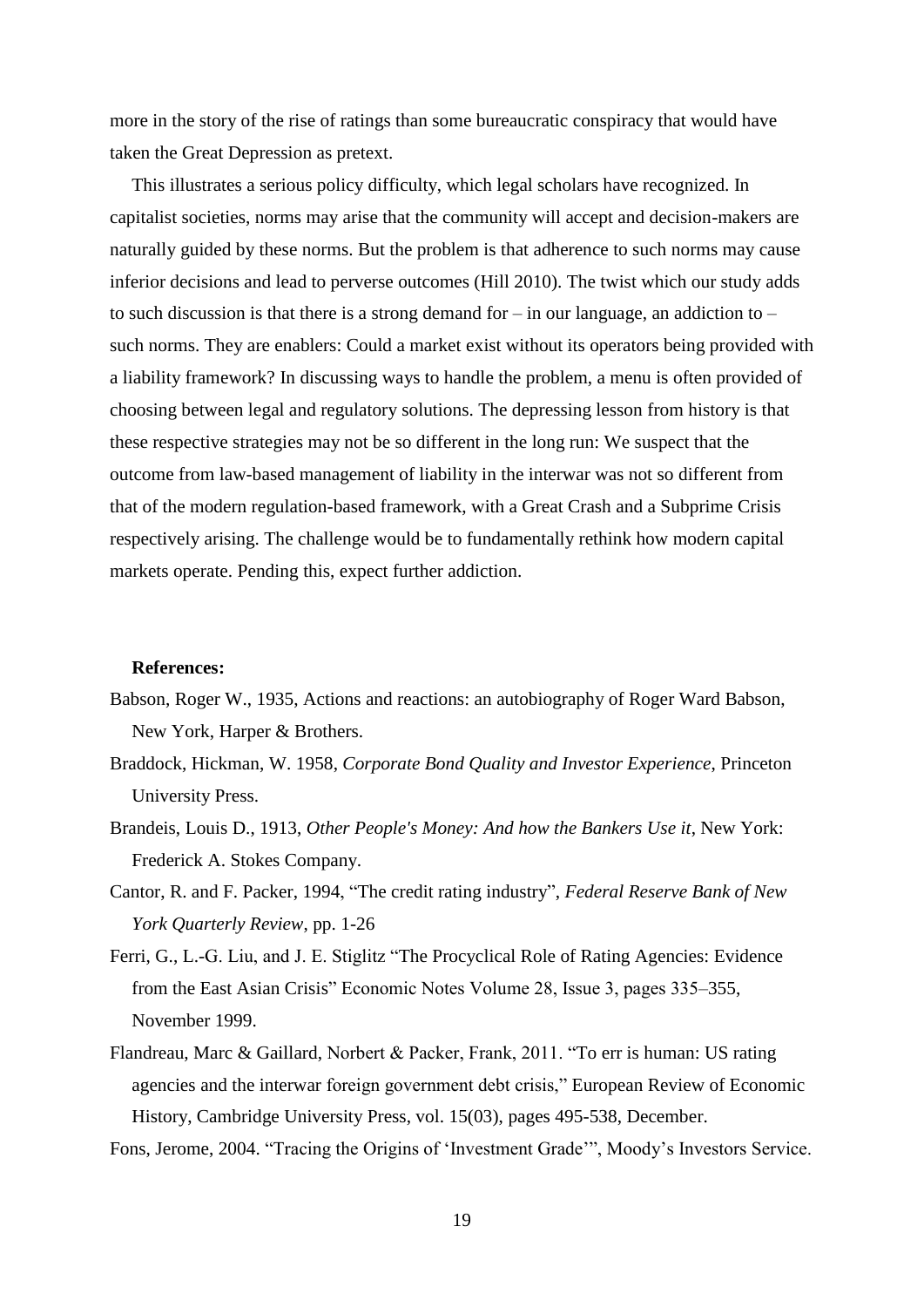more in the story of the rise of ratings than some bureaucratic conspiracy that would have taken the Great Depression as pretext.

This illustrates a serious policy difficulty, which legal scholars have recognized. In capitalist societies, norms may arise that the community will accept and decision-makers are naturally guided by these norms. But the problem is that adherence to such norms may cause inferior decisions and lead to perverse outcomes (Hill 2010). The twist which our study adds to such discussion is that there is a strong demand for – in our language, an addiction to – such norms. They are enablers: Could a market exist without its operators being provided with a liability framework? In discussing ways to handle the problem, a menu is often provided of choosing between legal and regulatory solutions. The depressing lesson from history is that these respective strategies may not be so different in the long run: We suspect that the outcome from law-based management of liability in the interwar was not so different from that of the modern regulation-based framework, with a Great Crash and a Subprime Crisis respectively arising. The challenge would be to fundamentally rethink how modern capital markets operate. Pending this, expect further addiction.

**References:**

Babson, Roger W., 1935, Actions and reactions: an autobiography of Roger Ward Babson, New York, Harper & Brothers.

Braddock, Hickman, W. 1958, *Corporate Bond Quality and Investor Experience*, Princeton University Press.

Brandeis, Louis D., 1913, *Other People's Money: And how the Bankers Use it*, New York: Frederick A. Stokes Company.

Cantor, R. and F. Packer, 1994, "The credit rating industry", *Federal Reserve Bank of New York Quarterly Review*, pp. 1-26

Ferri, G., L.-G. Liu, and J. E. Stiglitz "The Procyclical Role of Rating Agencies: Evidence from the East Asian Crisis" Economic Notes Volume 28, Issue 3, pages 335–355, November 1999.

Flandreau, Marc & Gaillard, Norbert & Packer, Frank, 2011. "To err is human: US rating agencies and the interwar foreign government debt crisis," European Review of Economic History, Cambridge University Press, vol. 15(03), pages 495-538, December.

Fons, Jerome, 2004. "Tracing the Origins of 'Investment Grade'", Moody's Investors Service.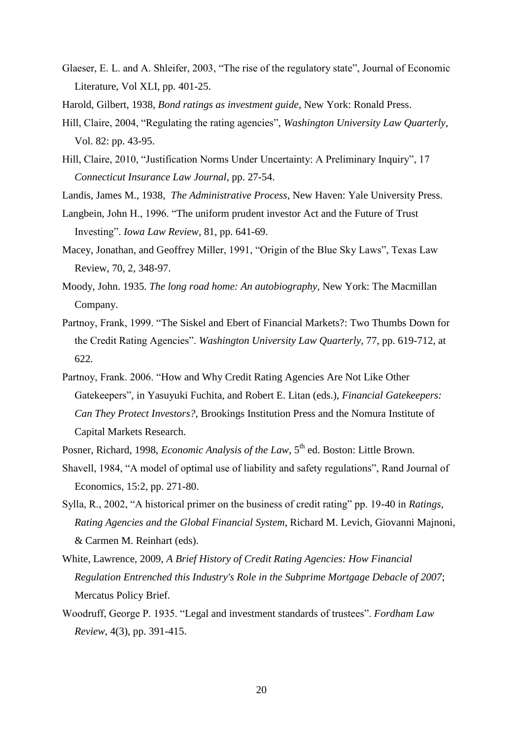Glaeser, E. L. and A. Shleifer, 2003, "The rise of the regulatory state", Journal of Economic Literature, Vol XLI, pp. 401-25.

Harold, Gilbert, 1938, *Bond ratings as investment guide*, New York: Ronald Press.

Hill, Claire, 2004, "Regulating the rating agencies", *Washington University Law Quarterly*, Vol. 82: pp. 43-95.

Hill, Claire, 2010, "Justification Norms Under Uncertainty: A Preliminary Inquiry", 17 *Connecticut Insurance Law Journal*, pp. 27-54.

Landis, James M., 1938, *The Administrative Process*, New Haven: Yale University Press.

Langbein, John H., 1996. "The uniform prudent investor Act and the Future of Trust Investing". *Iowa Law Review*, 81, pp. 641-69.

Macey, Jonathan, and Geoffrey Miller, 1991, "Origin of the Blue Sky Laws", Texas Law Review, 70, 2, 348-97.

Moody, John. 1935. *The long road home: An autobiography*, New York: The Macmillan Company.

Partnoy, Frank, 1999. "The Siskel and Ebert of Financial Markets?: Two Thumbs Down for the Credit Rating Agencies". *Washington University Law Quarterly*, 77, pp. 619-712, at 622.

Partnoy, Frank. 2006. "How and Why Credit Rating Agencies Are Not Like Other Gatekeepers", in Yasuyuki Fuchita, and Robert E. Litan (eds.), *Financial Gatekeepers: Can They Protect Investors?*, Brookings Institution Press and the Nomura Institute of Capital Markets Research.

Posner, Richard, 1998, *Economic Analysis of the Law*, 5th ed. Boston: Little Brown.

Shavell, 1984, "A model of optimal use of liability and safety regulations", Rand Journal of Economics, 15:2, pp. 271-80.

Sylla, R., 2002, "A historical primer on the business of credit rating" pp. 19-40 in *Ratings, Rating Agencies and the Global Financial System*, Richard M. Levich, Giovanni Majnoni, & Carmen M. Reinhart (eds).

White, Lawrence, 2009, *A Brief History of Credit Rating Agencies: How Financial Regulation Entrenched this Industry's Role in the Subprime Mortgage Debacle of 2007*; Mercatus Policy Brief.

Woodruff, George P. 1935. "Legal and investment standards of trustees". *Fordham Law Review*, 4(3), pp. 391-415.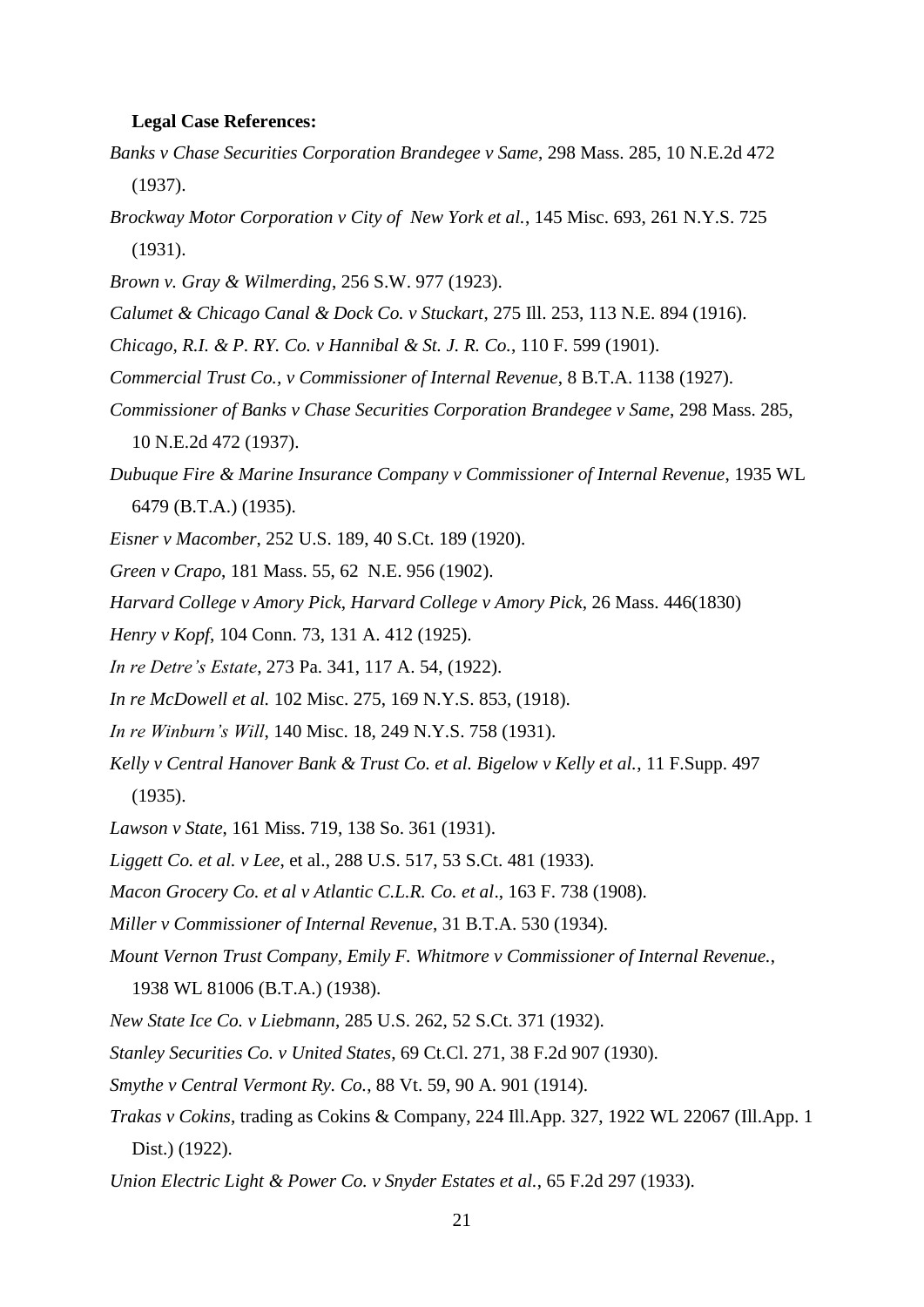**Legal Case References:**

*Banks v Chase Securities Corporation Brandegee v Same*, 298 Mass. 285, 10 N.E.2d 472 (1937).

*Brockway Motor Corporation v City of New York et al.*, 145 Misc. 693, 261 N.Y.S. 725 (1931).

*Brown v. Gray & Wilmerding*, 256 S.W. 977 (1923).

*Calumet & Chicago Canal & Dock Co. v Stuckart*, 275 Ill. 253, 113 N.E. 894 (1916).

*Chicago, R.I. & P. RY. Co. v Hannibal & St. J. R. Co.*, 110 F. 599 (1901).

*Commercial Trust Co., v Commissioner of Internal Revenue*, 8 B.T.A. 1138 (1927).

*Commissioner of Banks v Chase Securities Corporation Brandegee v Same*, 298 Mass. 285, 10 N.E.2d 472 (1937).

*Dubuque Fire & Marine Insurance Company v Commissioner of Internal Revenue*, 1935 WL 6479 (B.T.A.) (1935).

*Eisner v Macomber*, 252 U.S. 189, 40 S.Ct. 189 (1920).

*Green v Crapo*, 181 Mass. 55, 62 N.E. 956 (1902).

*Harvard College v Amory Pick*, *Harvard College v Amory Pick*, 26 Mass. 446(1830)

*Henry v Kopf*, 104 Conn. 73, 131 A. 412 (1925).

*In re Detre's Estate*, 273 Pa. 341, 117 A. 54, (1922).

*In re McDowell et al.* 102 Misc. 275, 169 N.Y.S. 853, (1918).

*In re Winburn's Will*, 140 Misc. 18, 249 N.Y.S. 758 (1931).

*Kelly v Central Hanover Bank & Trust Co. et al. Bigelow v Kelly et al.*, 11 F.Supp. 497 (1935).

*Lawson v State*, 161 Miss. 719, 138 So. 361 (1931).

*Liggett Co. et al. v Lee*, et al., 288 U.S. 517, 53 S.Ct. 481 (1933).

*Macon Grocery Co. et al v Atlantic C.L.R. Co. et al*., 163 F. 738 (1908).

*Miller v Commissioner of Internal Revenue*, 31 B.T.A. 530 (1934).

*Mount Vernon Trust Company, Emily F. Whitmore v Commissioner of Internal Revenue.*, 1938 WL 81006 (B.T.A.) (1938).

*New State Ice Co. v Liebmann*, 285 U.S. 262, 52 S.Ct. 371 (1932).

*Stanley Securities Co. v United States*, 69 Ct.Cl. 271, 38 F.2d 907 (1930).

*Smythe v Central Vermont Ry. Co.*, 88 Vt. 59, 90 A. 901 (1914).

*Trakas v Cokins*, trading as Cokins & Company, 224 Ill.App. 327, 1922 WL 22067 (Ill.App. 1 Dist.) (1922).

*Union Electric Light & Power Co. v Snyder Estates et al.*, 65 F.2d 297 (1933).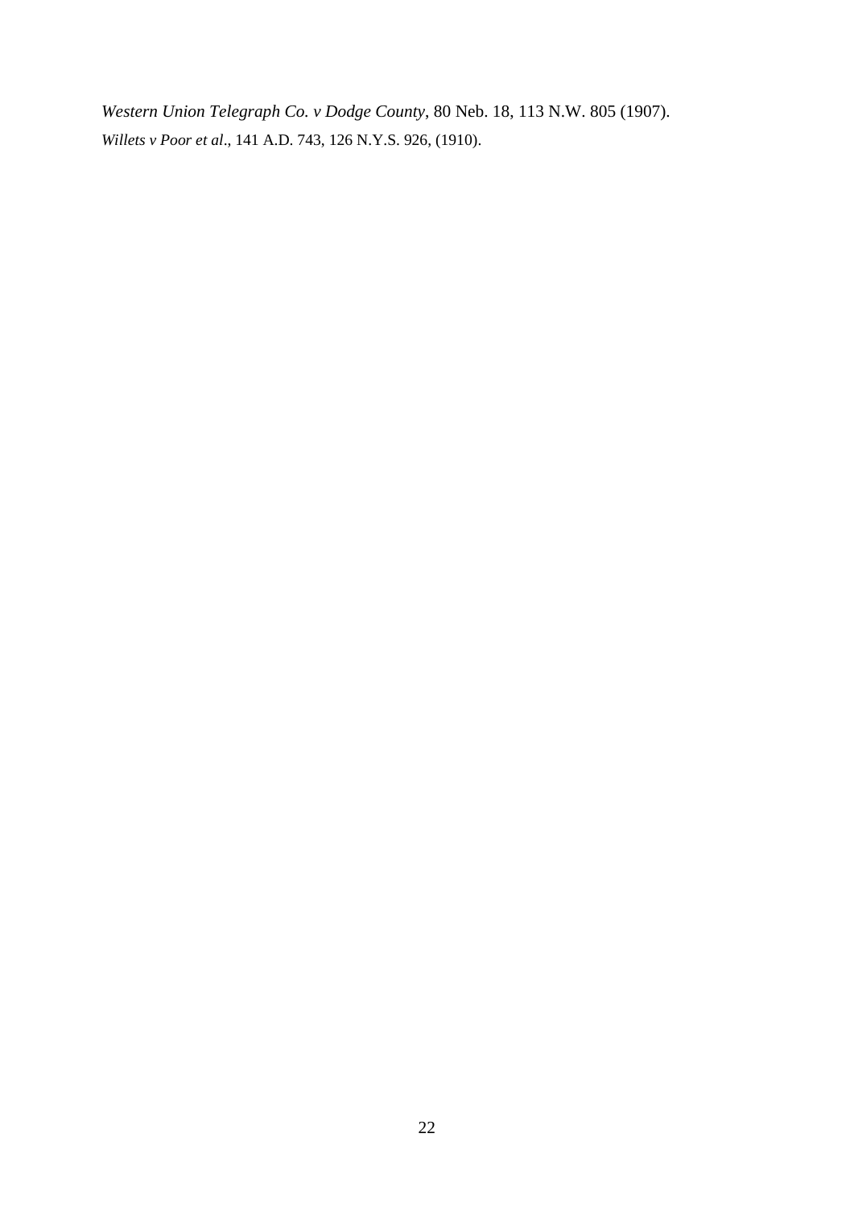*Western Union Telegraph Co. v Dodge County*, 80 Neb. 18, 113 N.W. 805 (1907).

*Willets v Poor et al*., 141 A.D. 743, 126 N.Y.S. 926, (1910).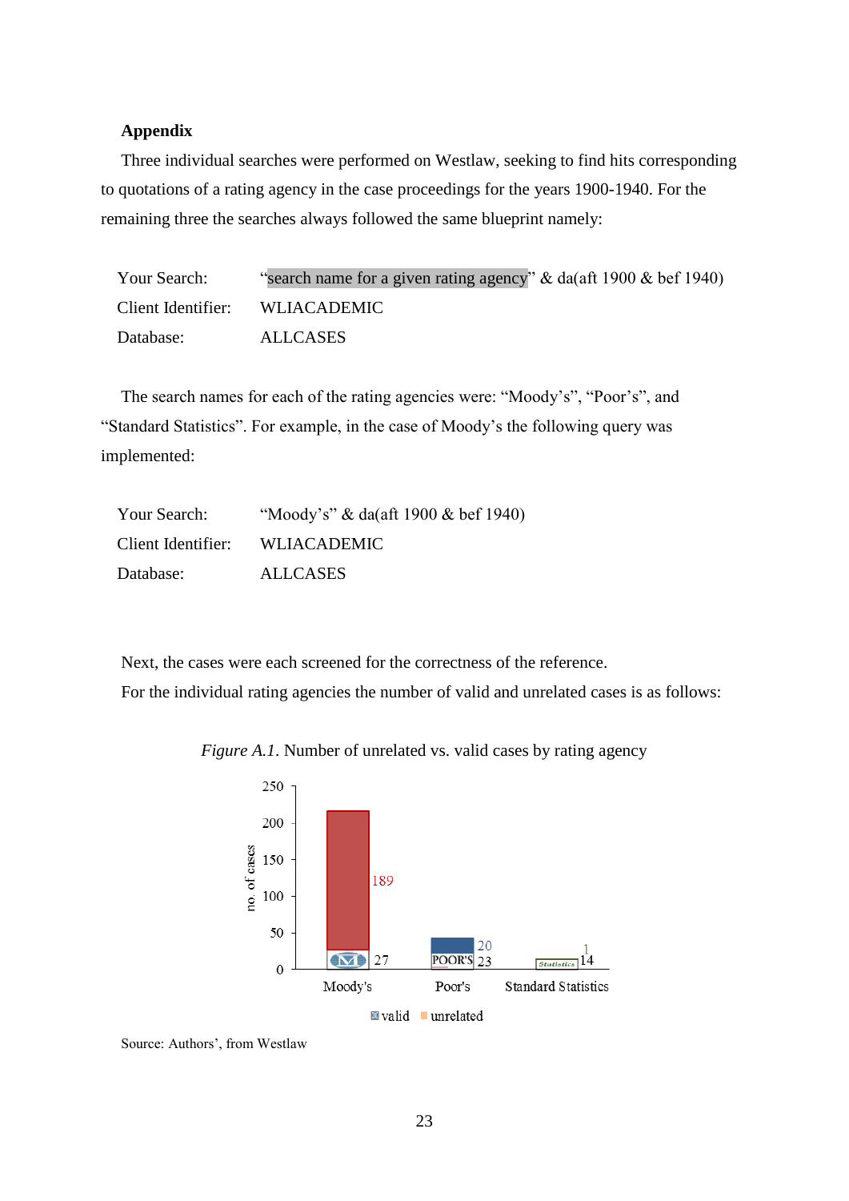**Appendix**

Three individual searches were performed on Westlaw, seeking to find hits corresponding to quotations of a rating agency in the case proceedings for the years 1900-1940. For the remaining three the searches always followed the same blueprint namely:

| | |
|---|---|
| Your Search: | "search name for a given rating agency" & da(aft 1900 & bef 1940) |
| Client Identifier: | WLIACADEMIC |
| Database: | ALLCASES |

The search names for each of the rating agencies were: "Moody's", "Poor's", and "Standard Statistics". For example, in the case of Moody's the following query was implemented:

| | |
|---|---|
| Your Search: | "Moody's" & da(aft 1900 & bef 1940) |
| Client Identifier: | WLIACADEMIC |
| Database: | ALLCASES |

Next, the cases were each screened for the correctness of the reference.

For the individual rating agencies the number of valid and unrelated cases is as follows:

*Figure A.1*. Number of unrelated vs. valid cases by rating agency

| Rating agency | valid | unrelated |
|---|---|---|
| Moody's | 27 | 189 |
| Poor's | 23 | 20 |
| Standard Statistics | 14 | 1 |

Source: Authors', from Westlaw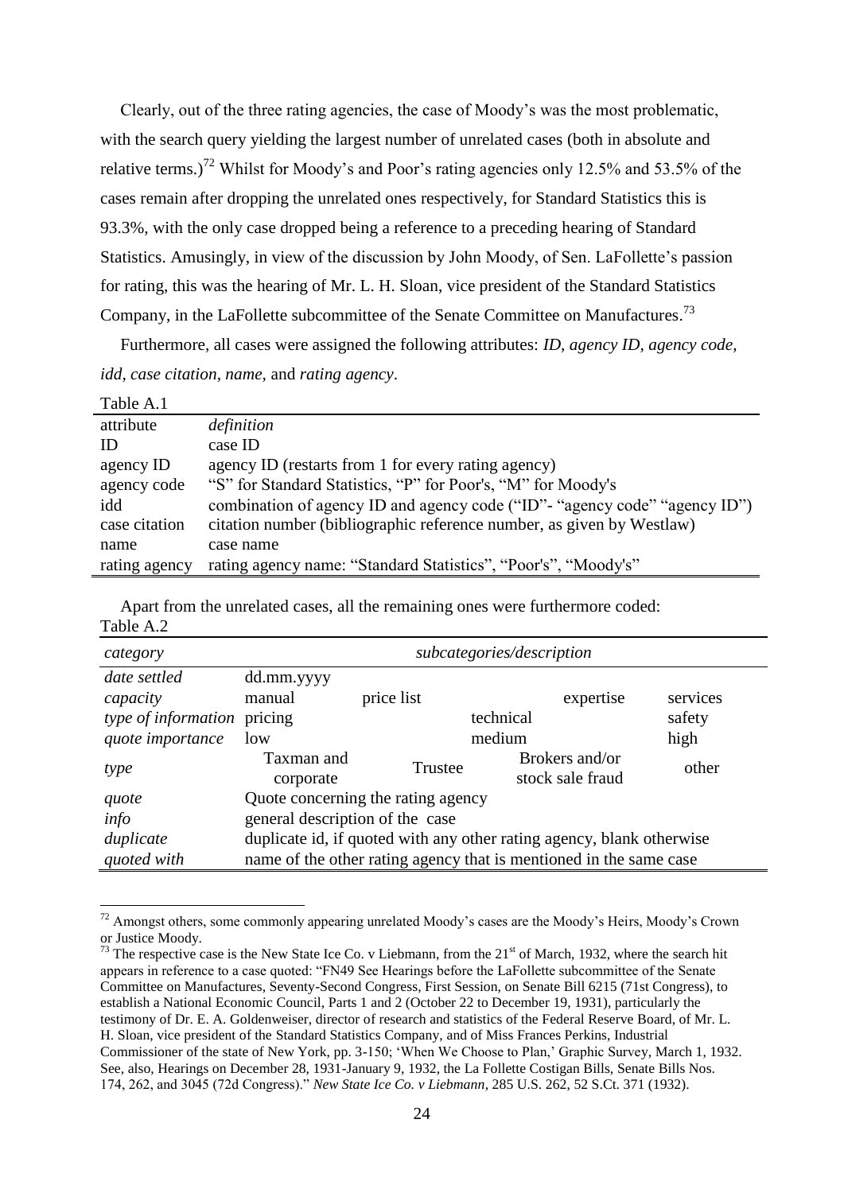Clearly, out of the three rating agencies, the case of Moody's was the most problematic, with the search query yielding the largest number of unrelated cases (both in absolute and relative terms.)[72] Whilst for Moody's and Poor's rating agencies only 12.5% and 53.5% of the cases remain after dropping the unrelated ones respectively, for Standard Statistics this is 93.3%, with the only case dropped being a reference to a preceding hearing of Standard Statistics. Amusingly, in view of the discussion by John Moody, of Sen. LaFollette's passion for rating, this was the hearing of Mr. L. H. Sloan, vice president of the Standard Statistics Company, in the LaFollette subcommittee of the Senate Committee on Manufactures.[73]

Furthermore, all cases were assigned the following attributes: *ID, agency ID, agency code, idd, case citation, name,* and *rating agency*.

Table A.1

| attribute | *definition* |
|---|---|
| ID | case ID |
| agency ID | agency ID (restarts from 1 for every rating agency) |
| agency code | "S" for Standard Statistics, "P" for Poor's, "M" for Moody's |
| idd | combination of agency ID and agency code ("ID"- "agency code" "agency ID") |
| case citation | citation number (bibliographic reference number, as given by Westlaw) |
| name | case name |
| rating agency | rating agency name: "Standard Statistics", "Poor's", "Moody's" |

Apart from the unrelated cases, all the remaining ones were furthermore coded:

Table A.2

| *category* | *subcategories/description* | | | |
|---|---|---|---|---|
| *date settled* | dd.mm.yyyy | | | |
| *capacity* | manual | price list | expertise | services |
| *type of information* | pricing | technical | | safety |
| *quote importance* | low | medium | | high |
| *type* | Taxman and corporate | Trustee | Brokers and/or stock sale fraud | other |
| *quote* | Quote concerning the rating agency | | | |
| *info* | general description of the case | | | |
| *duplicate* | duplicate id, if quoted with any other rating agency, blank otherwise | | | |
| *quoted with* | name of the other rating agency that is mentioned in the same case | | | |

[72] Amongst others, some commonly appearing unrelated Moody's cases are the Moody's Heirs, Moody's Crown or Justice Moody.

[73] The respective case is the New State Ice Co. v Liebmann, from the 21st of March, 1932, where the search hit appears in reference to a case quoted: "FN49 See Hearings before the LaFollette subcommittee of the Senate Committee on Manufactures, Seventy-Second Congress, First Session, on Senate Bill 6215 (71st Congress), to establish a National Economic Council, Parts 1 and 2 (October 22 to December 19, 1931), particularly the testimony of Dr. E. A. Goldenweiser, director of research and statistics of the Federal Reserve Board, of Mr. L. H. Sloan, vice president of the Standard Statistics Company, and of Miss Frances Perkins, Industrial Commissioner of the state of New York, pp. 3-150; 'When We Choose to Plan,' Graphic Survey, March 1, 1932. See, also, Hearings on December 28, 1931-January 9, 1932, the La Follette Costigan Bills, Senate Bills Nos. 174, 262, and 3045 (72d Congress)." *New State Ice Co. v Liebmann*, 285 U.S. 262, 52 S.Ct. 371 (1932).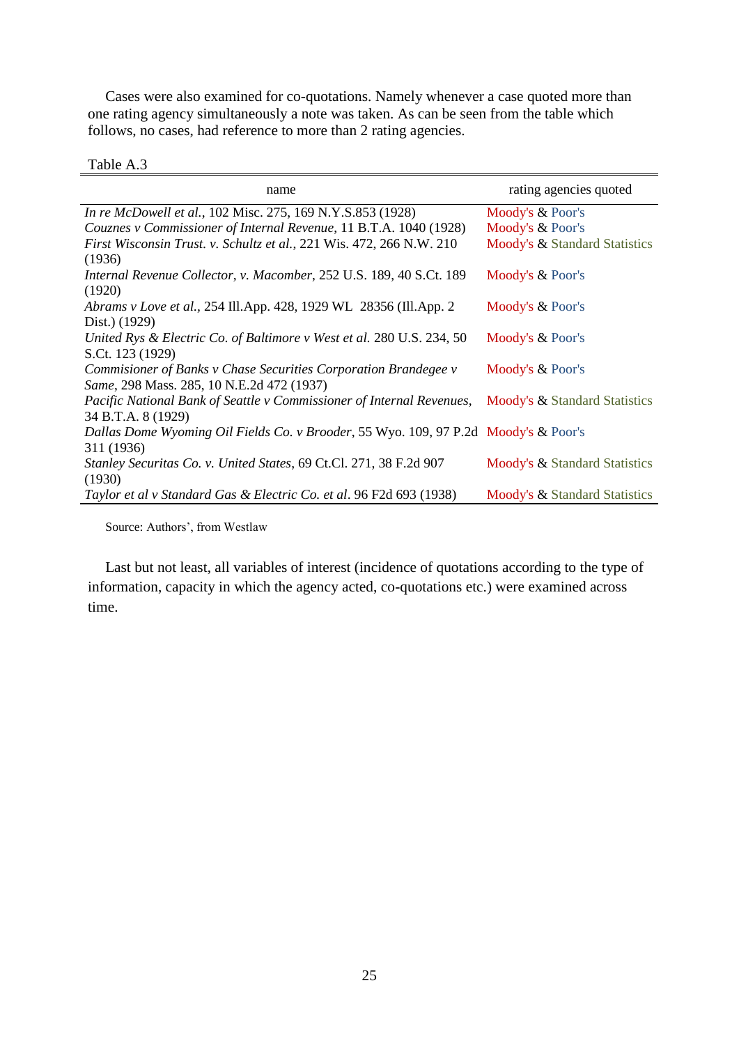Cases were also examined for co-quotations. Namely whenever a case quoted more than one rating agency simultaneously a note was taken. As can be seen from the table which follows, no cases, had reference to more than 2 rating agencies.

Table A.3

| name | rating agencies quoted |
|---|---|
| *In re McDowell et al.*, 102 Misc. 275, 169 N.Y.S.853 (1928) | Moody's & Poor's |
| *Couznes v Commissioner of Internal Revenue*, 11 B.T.A. 1040 (1928) | Moody's & Poor's |
| *First Wisconsin Trust. v. Schultz et al.*, 221 Wis. 472, 266 N.W. 210 (1936) | Moody's & Standard Statistics |
| *Internal Revenue Collector, v. Macomber*, 252 U.S. 189, 40 S.Ct. 189 (1920) | Moody's & Poor's |
| *Abrams v Love et al.*, 254 Ill.App. 428, 1929 WL 28356 (Ill.App. 2 Dist.) (1929) | Moody's & Poor's |
| *United Rys & Electric Co. of Baltimore v West et al.* 280 U.S. 234, 50 S.Ct. 123 (1929) | Moody's & Poor's |
| *Commisioner of Banks v Chase Securities Corporation Brandegee v Same*, 298 Mass. 285, 10 N.E.2d 472 (1937) | Moody's & Poor's |
| *Pacific National Bank of Seattle v Commissioner of Internal Revenues*, 34 B.T.A. 8 (1929) | Moody's & Standard Statistics |
| *Dallas Dome Wyoming Oil Fields Co. v Brooder*, 55 Wyo. 109, 97 P.2d 311 (1936) | Moody's & Poor's |
| *Stanley Securitas Co. v. United States*, 69 Ct.Cl. 271, 38 F.2d 907 (1930) | Moody's & Standard Statistics |
| *Taylor et al v Standard Gas & Electric Co. et al*. 96 F2d 693 (1938) | Moody's & Standard Statistics |

Source: Authors', from Westlaw

Last but not least, all variables of interest (incidence of quotations according to the type of information, capacity in which the agency acted, co-quotations etc.) were examined across time.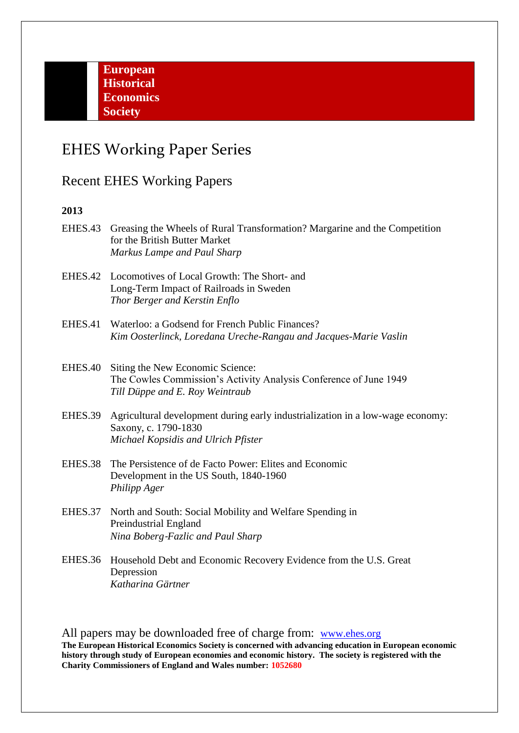**European Historical Economics Society**

# EHES Working Paper Series

## Recent EHES Working Papers

**2013**

EHES.43 Greasing the Wheels of Rural Transformation? Margarine and the Competition for the British Butter Market
*Markus Lampe and Paul Sharp*

EHES.42 Locomotives of Local Growth: The Short- and Long-Term Impact of Railroads in Sweden
*Thor Berger and Kerstin Enflo*

EHES.41 Waterloo: a Godsend for French Public Finances?
*Kim Oosterlinck, Loredana Ureche-Rangau and Jacques-Marie Vaslin*

EHES.40 Siting the New Economic Science: The Cowles Commission's Activity Analysis Conference of June 1949
*Till Düppe and E. Roy Weintraub*

EHES.39 Agricultural development during early industrialization in a low-wage economy: Saxony, c. 1790-1830
*Michael Kopsidis and Ulrich Pfister*

EHES.38 The Persistence of de Facto Power: Elites and Economic Development in the US South, 1840-1960
*Philipp Ager*

EHES.37 North and South: Social Mobility and Welfare Spending in Preindustrial England
*Nina Boberg-Fazlic and Paul Sharp*

EHES.36 Household Debt and Economic Recovery Evidence from the U.S. Great Depression
*Katharina Gärtner*

All papers may be downloaded free of charge from: www.ehes.org

**The European Historical Economics Society is concerned with advancing education in European economic history through study of European economies and economic history. The society is registered with the Charity Commissioners of England and Wales number: 1052680**